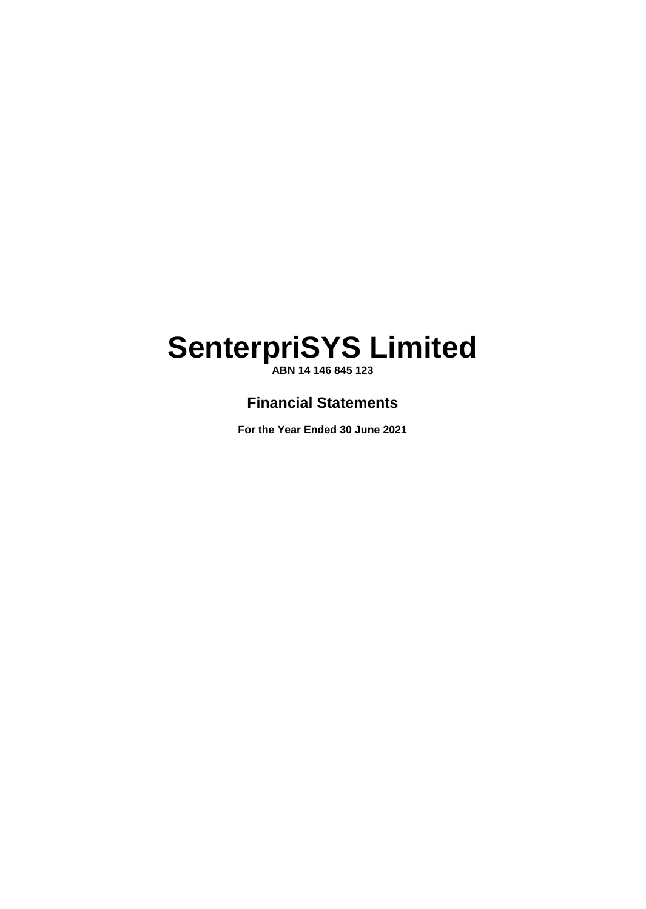# SenterpriSYS Limited

**ABN 14 146 845 123**

## Financial Statements

**For the Year Ended 30 June 2021**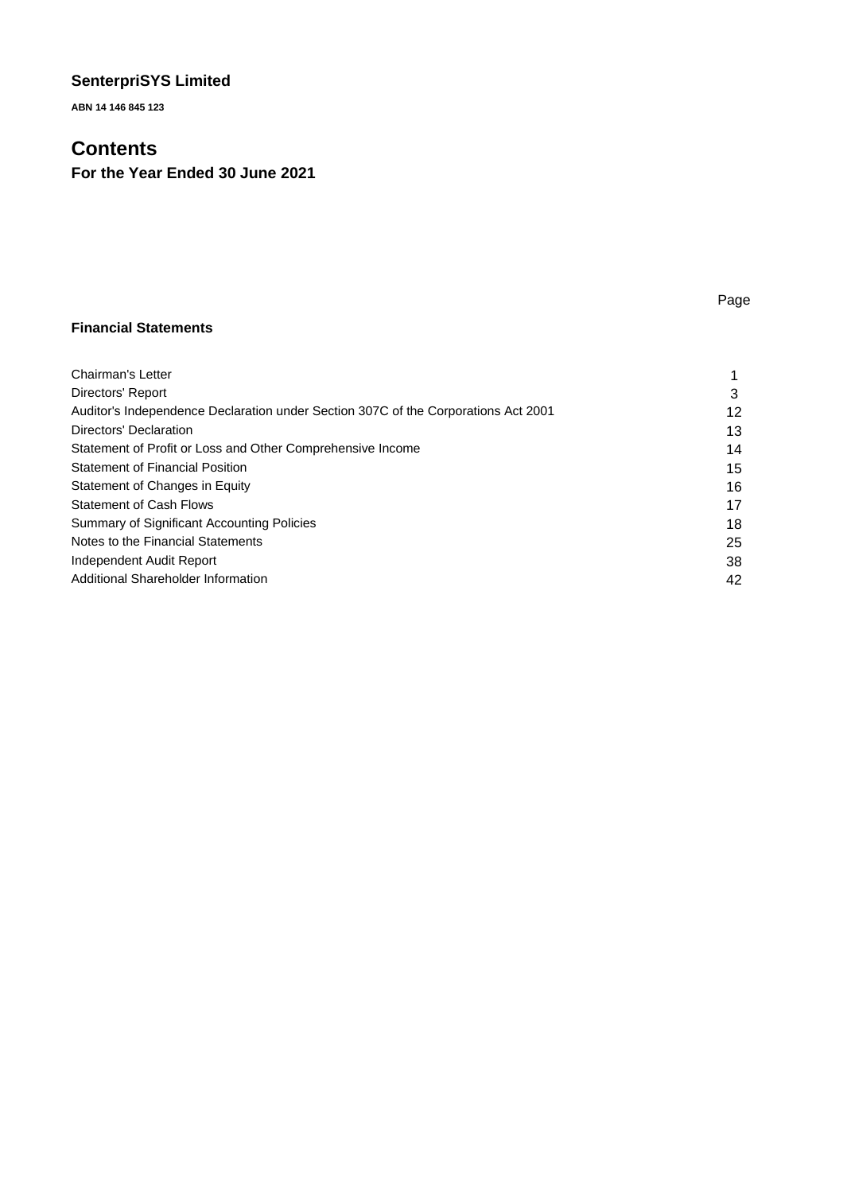# SenterpriSYS Limited

**ABN 14 146 845 123**

## Contents

**For the Year Ended 30 June 2021**

| Financial Statements | Page |
| --- | --- |
| Chairman's Letter | 1 |
| Directors' Report | 3 |
| Auditor's Independence Declaration under Section 307C of the Corporations Act 2001 | 12 |
| Directors' Declaration | 13 |
| Statement of Profit or Loss and Other Comprehensive Income | 14 |
| Statement of Financial Position | 15 |
| Statement of Changes in Equity | 16 |
| Statement of Cash Flows | 17 |
| Summary of Significant Accounting Policies | 18 |
| Notes to the Financial Statements | 25 |
| Independent Audit Report | 38 |
| Additional Shareholder Information | 42 |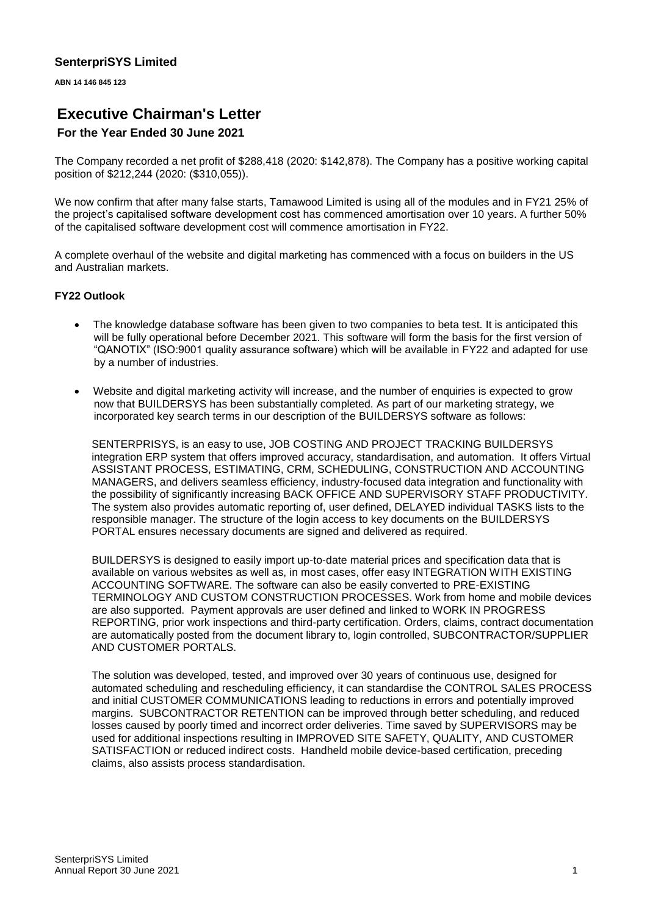**SenterpriSYS Limited**

**ABN 14 146 845 123**

# Executive Chairman's Letter

## For the Year Ended 30 June 2021

The Company recorded a net profit of $288,418 (2020: $142,878). The Company has a positive working capital position of $212,244 (2020: ($310,055)).

We now confirm that after many false starts, Tamawood Limited is using all of the modules and in FY21 25% of the project's capitalised software development cost has commenced amortisation over 10 years. A further 50% of the capitalised software development cost will commence amortisation in FY22.

A complete overhaul of the website and digital marketing has commenced with a focus on builders in the US and Australian markets.

### FY22 Outlook

- The knowledge database software has been given to two companies to beta test. It is anticipated this will be fully operational before December 2021. This software will form the basis for the first version of "QANOTIX" (ISO:9001 quality assurance software) which will be available in FY22 and adapted for use by a number of industries.

- Website and digital marketing activity will increase, and the number of enquiries is expected to grow now that BUILDERSYS has been substantially completed. As part of our marketing strategy, we incorporated key search terms in our description of the BUILDERSYS software as follows:

  SENTERPRISYS, is an easy to use, JOB COSTING AND PROJECT TRACKING BUILDERSYS integration ERP system that offers improved accuracy, standardisation, and automation. It offers Virtual ASSISTANT PROCESS, ESTIMATING, CRM, SCHEDULING, CONSTRUCTION AND ACCOUNTING MANAGERS, and delivers seamless efficiency, industry-focused data integration and functionality with the possibility of significantly increasing BACK OFFICE AND SUPERVISORY STAFF PRODUCTIVITY. The system also provides automatic reporting of, user defined, DELAYED individual TASKS lists to the responsible manager. The structure of the login access to key documents on the BUILDERSYS PORTAL ensures necessary documents are signed and delivered as required.

  BUILDERSYS is designed to easily import up-to-date material prices and specification data that is available on various websites as well as, in most cases, offer easy INTEGRATION WITH EXISTING ACCOUNTING SOFTWARE. The software can also be easily converted to PRE-EXISTING TERMINOLOGY AND CUSTOM CONSTRUCTION PROCESSES. Work from home and mobile devices are also supported. Payment approvals are user defined and linked to WORK IN PROGRESS REPORTING, prior work inspections and third-party certification. Orders, claims, contract documentation are automatically posted from the document library to, login controlled, SUBCONTRACTOR/SUPPLIER AND CUSTOMER PORTALS.

  The solution was developed, tested, and improved over 30 years of continuous use, designed for automated scheduling and rescheduling efficiency, it can standardise the CONTROL SALES PROCESS and initial CUSTOMER COMMUNICATIONS leading to reductions in errors and potentially improved margins. SUBCONTRACTOR RETENTION can be improved through better scheduling, and reduced losses caused by poorly timed and incorrect order deliveries. Time saved by SUPERVISORS may be used for additional inspections resulting in IMPROVED SITE SAFETY, QUALITY, AND CUSTOMER SATISFACTION or reduced indirect costs. Handheld mobile device-based certification, preceding claims, also assists process standardisation.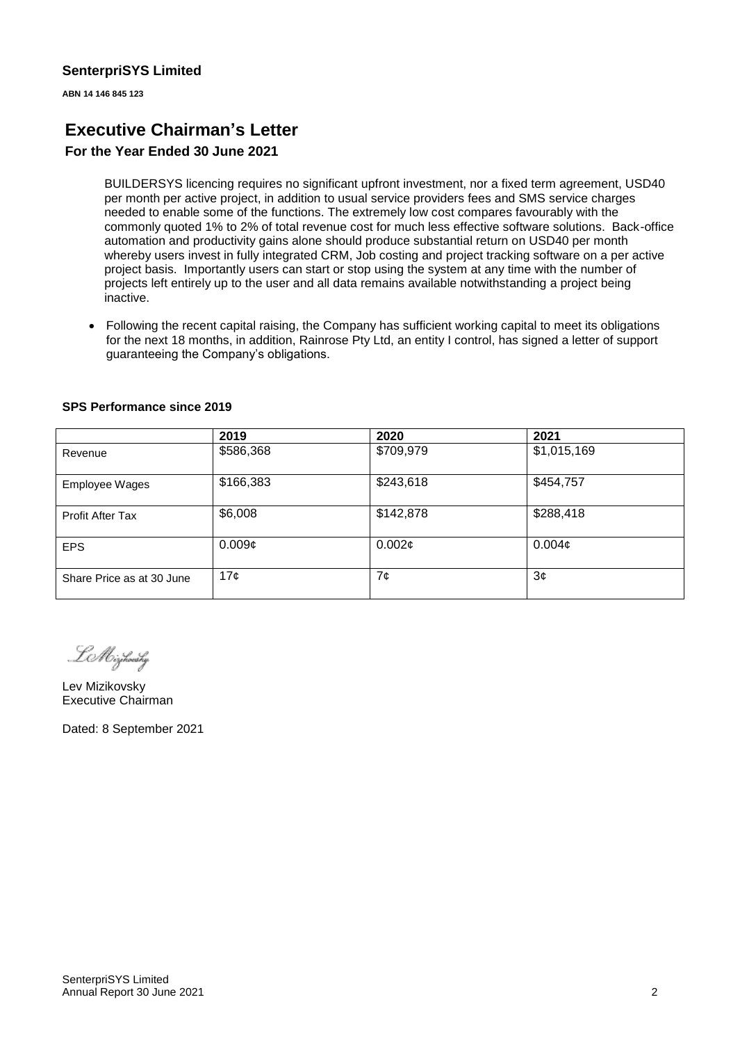**SenterpriSYS Limited**

**ABN 14 146 845 123**

# Executive Chairman's Letter

## For the Year Ended 30 June 2021

BUILDERSYS licencing requires no significant upfront investment, nor a fixed term agreement, USD40 per month per active project, in addition to usual service providers fees and SMS service charges needed to enable some of the functions. The extremely low cost compares favourably with the commonly quoted 1% to 2% of total revenue cost for much less effective software solutions. Back-office automation and productivity gains alone should produce substantial return on USD40 per month whereby users invest in fully integrated CRM, Job costing and project tracking software on a per active project basis. Importantly users can start or stop using the system at any time with the number of projects left entirely up to the user and all data remains available notwithstanding a project being inactive.

- Following the recent capital raising, the Company has sufficient working capital to meet its obligations for the next 18 months, in addition, Rainrose Pty Ltd, an entity I control, has signed a letter of support guaranteeing the Company's obligations.

**SPS Performance since 2019**

| | 2019 | 2020 | 2021 |
|---|---|---|---|
| Revenue | $586,368 | $709,979 | $1,015,169 |
| Employee Wages | $166,383 | $243,618 | $454,757 |
| Profit After Tax | $6,008 | $142,878 | $288,418 |
| EPS | 0.009¢ | 0.002¢ | 0.004¢ |
| Share Price as at 30 June | 17¢ | 7¢ | 3¢ |

Lev Mizikovsky
Executive Chairman

Dated: 8 September 2021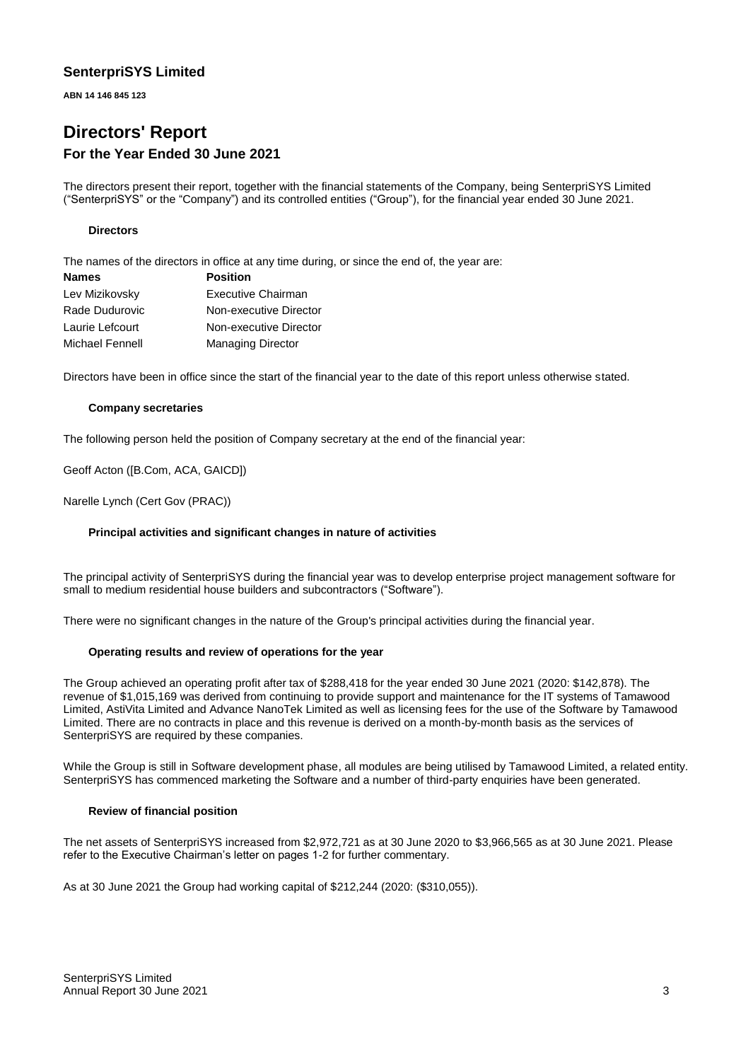# SenterpriSYS Limited

**ABN 14 146 845 123**

# Directors' Report

## For the Year Ended 30 June 2021

The directors present their report, together with the financial statements of the Company, being SenterpriSYS Limited ("SenterpriSYS" or the "Company") and its controlled entities ("Group"), for the financial year ended 30 June 2021.

### Directors

The names of the directors in office at any time during, or since the end of, the year are:

| Names | Position |
| --- | --- |
| Lev Mizikovsky | Executive Chairman |
| Rade Dudurovic | Non-executive Director |
| Laurie Lefcourt | Non-executive Director |
| Michael Fennell | Managing Director |

Directors have been in office since the start of the financial year to the date of this report unless otherwise stated.

### Company secretaries

The following person held the position of Company secretary at the end of the financial year:

Geoff Acton ([B.Com, ACA, GAICD])

Narelle Lynch (Cert Gov (PRAC))

### Principal activities and significant changes in nature of activities

The principal activity of SenterpriSYS during the financial year was to develop enterprise project management software for small to medium residential house builders and subcontractors ("Software").

There were no significant changes in the nature of the Group's principal activities during the financial year.

### Operating results and review of operations for the year

The Group achieved an operating profit after tax of $288,418 for the year ended 30 June 2021 (2020: $142,878). The revenue of $1,015,169 was derived from continuing to provide support and maintenance for the IT systems of Tamawood Limited, AstiVita Limited and Advance NanoTek Limited as well as licensing fees for the use of the Software by Tamawood Limited. There are no contracts in place and this revenue is derived on a month-by-month basis as the services of SenterpriSYS are required by these companies.

While the Group is still in Software development phase, all modules are being utilised by Tamawood Limited, a related entity. SenterpriSYS has commenced marketing the Software and a number of third-party enquiries have been generated.

### Review of financial position

The net assets of SenterpriSYS increased from $2,972,721 as at 30 June 2020 to $3,966,565 as at 30 June 2021. Please refer to the Executive Chairman's letter on pages 1-2 for further commentary.

As at 30 June 2021 the Group had working capital of $212,244 (2020: ($310,055)).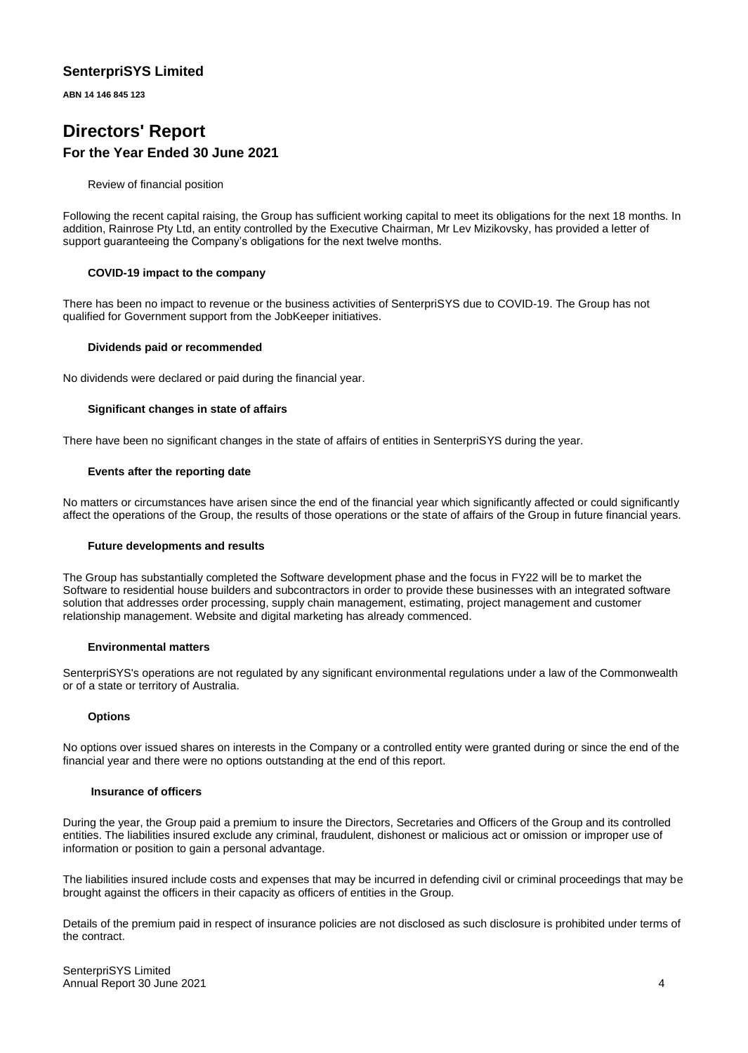## SenterpriSYS Limited

**ABN 14 146 845 123**

# Directors' Report

## For the Year Ended 30 June 2021

Review of financial position

Following the recent capital raising, the Group has sufficient working capital to meet its obligations for the next 18 months. In addition, Rainrose Pty Ltd, an entity controlled by the Executive Chairman, Mr Lev Mizikovsky, has provided a letter of support guaranteeing the Company's obligations for the next twelve months.

**COVID-19 impact to the company**

There has been no impact to revenue or the business activities of SenterpriSYS due to COVID-19. The Group has not qualified for Government support from the JobKeeper initiatives.

**Dividends paid or recommended**

No dividends were declared or paid during the financial year.

**Significant changes in state of affairs**

There have been no significant changes in the state of affairs of entities in SenterpriSYS during the year.

**Events after the reporting date**

No matters or circumstances have arisen since the end of the financial year which significantly affected or could significantly affect the operations of the Group, the results of those operations or the state of affairs of the Group in future financial years.

**Future developments and results**

The Group has substantially completed the Software development phase and the focus in FY22 will be to market the Software to residential house builders and subcontractors in order to provide these businesses with an integrated software solution that addresses order processing, supply chain management, estimating, project management and customer relationship management. Website and digital marketing has already commenced.

**Environmental matters**

SenterpriSYS's operations are not regulated by any significant environmental regulations under a law of the Commonwealth or of a state or territory of Australia.

**Options**

No options over issued shares on interests in the Company or a controlled entity were granted during or since the end of the financial year and there were no options outstanding at the end of this report.

**Insurance of officers**

During the year, the Group paid a premium to insure the Directors, Secretaries and Officers of the Group and its controlled entities. The liabilities insured exclude any criminal, fraudulent, dishonest or malicious act or omission or improper use of information or position to gain a personal advantage.

The liabilities insured include costs and expenses that may be incurred in defending civil or criminal proceedings that may be brought against the officers in their capacity as officers of entities in the Group.

Details of the premium paid in respect of insurance policies are not disclosed as such disclosure is prohibited under terms of the contract.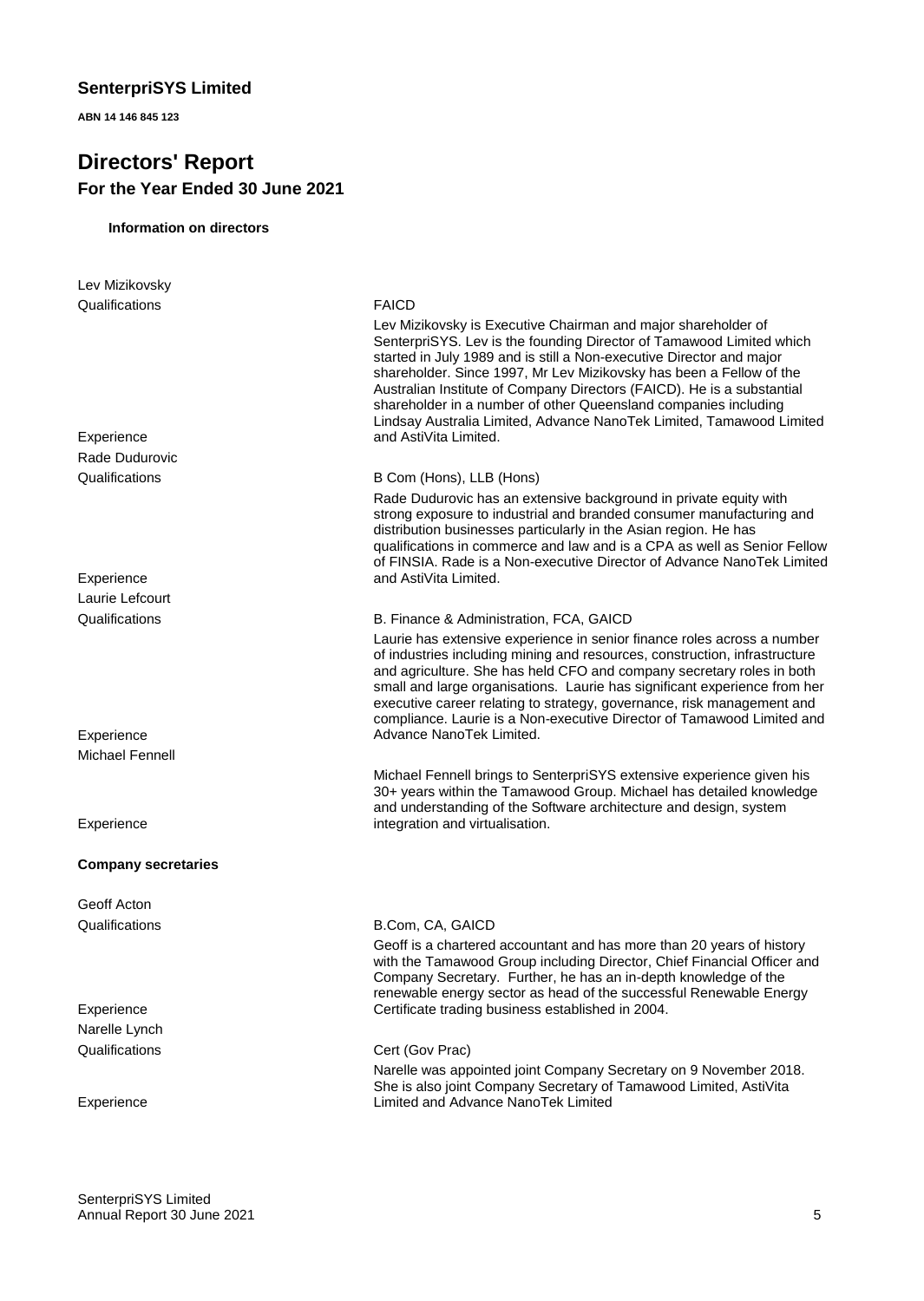## SenterpriSYS Limited

**ABN 14 146 845 123**

# Directors' Report

### For the Year Ended 30 June 2021

**Information on directors**

| | |
|---|---|
| Lev Mizikovsky | |
| Qualifications | FAICD |
| Experience | Lev Mizikovsky is Executive Chairman and major shareholder of SenterpriSYS. Lev is the founding Director of Tamawood Limited which started in July 1989 and is still a Non-executive Director and major shareholder. Since 1997, Mr Lev Mizikovsky has been a Fellow of the Australian Institute of Company Directors (FAICD). He is a substantial shareholder in a number of other Queensland companies including Lindsay Australia Limited, Advance NanoTek Limited, Tamawood Limited and AstiVita Limited. |
| Rade Dudurovic | |
| Qualifications | B Com (Hons), LLB (Hons) |
| Experience | Rade Dudurovic has an extensive background in private equity with strong exposure to industrial and branded consumer manufacturing and distribution businesses particularly in the Asian region. He has qualifications in commerce and law and is a CPA as well as Senior Fellow of FINSIA. Rade is a Non-executive Director of Advance NanoTek Limited and AstiVita Limited. |
| Laurie Lefcourt | |
| Qualifications | B. Finance & Administration, FCA, GAICD |
| Experience | Laurie has extensive experience in senior finance roles across a number of industries including mining and resources, construction, infrastructure and agriculture. She has held CFO and company secretary roles in both small and large organisations. Laurie has significant experience from her executive career relating to strategy, governance, risk management and compliance. Laurie is a Non-executive Director of Tamawood Limited and Advance NanoTek Limited. |
| Michael Fennell | |
| Experience | Michael Fennell brings to SenterpriSYS extensive experience given his 30+ years within the Tamawood Group. Michael has detailed knowledge and understanding of the Software architecture and design, system integration and virtualisation. |

**Company secretaries**

| | |
|---|---|
| Geoff Acton | |
| Qualifications | B.Com, CA, GAICD |
| Experience | Geoff is a chartered accountant and has more than 20 years of history with the Tamawood Group including Director, Chief Financial Officer and Company Secretary. Further, he has an in-depth knowledge of the renewable energy sector as head of the successful Renewable Energy Certificate trading business established in 2004. |
| Narelle Lynch | |
| Qualifications | Cert (Gov Prac) |
| Experience | Narelle was appointed joint Company Secretary on 9 November 2018. She is also joint Company Secretary of Tamawood Limited, AstiVita Limited and Advance NanoTek Limited |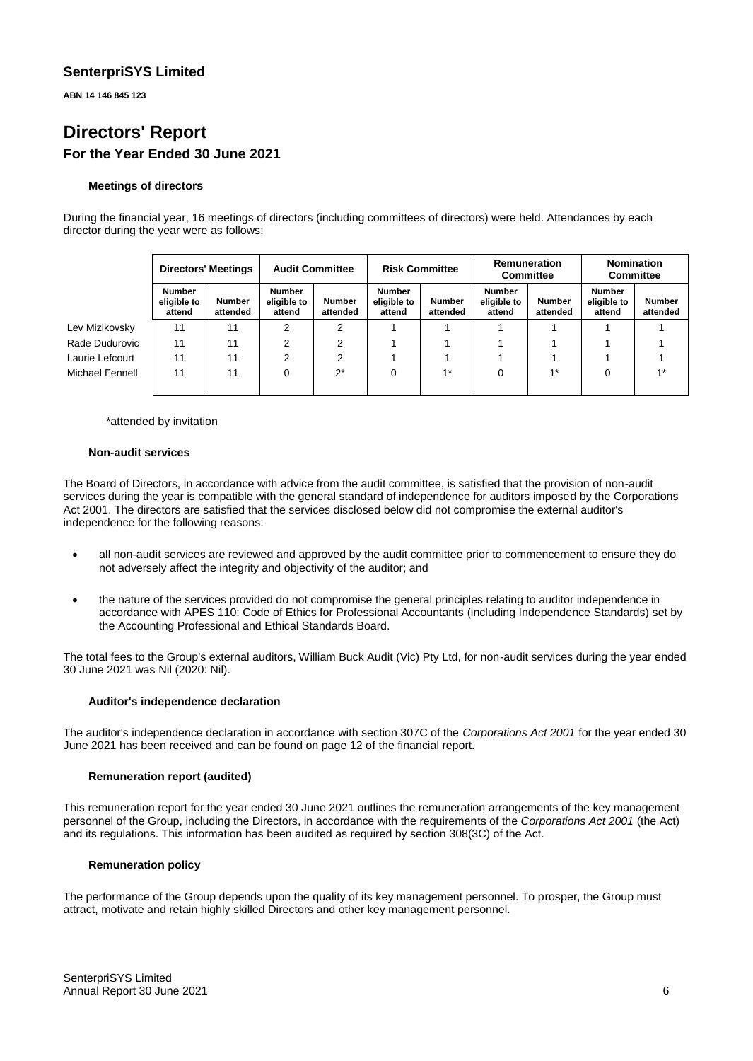# SenterpriSYS Limited

**ABN 14 146 845 123**

# Directors' Report

## For the Year Ended 30 June 2021

### Meetings of directors

During the financial year, 16 meetings of directors (including committees of directors) were held. Attendances by each director during the year were as follows:

| | Directors' Meetings | | Audit Committee | | Risk Committee | | Remuneration Committee | | Nomination Committee | |
|---|---|---|---|---|---|---|---|---|---|---|
| | Number eligible to attend | Number attended | Number eligible to attend | Number attended | Number eligible to attend | Number attended | Number eligible to attend | Number attended | Number eligible to attend | Number attended |
| Lev Mizikovsky | 11 | 11 | 2 | 2 | 1 | 1 | 1 | 1 | 1 | 1 |
| Rade Dudurovic | 11 | 11 | 2 | 2 | 1 | 1 | 1 | 1 | 1 | 1 |
| Laurie Lefcourt | 11 | 11 | 2 | 2 | 1 | 1 | 1 | 1 | 1 | 1 |
| Michael Fennell | 11 | 11 | 0 | 2* | 0 | 1* | 0 | 1* | 0 | 1* |

*attended by invitation

### Non-audit services

The Board of Directors, in accordance with advice from the audit committee, is satisfied that the provision of non-audit services during the year is compatible with the general standard of independence for auditors imposed by the Corporations Act 2001. The directors are satisfied that the services disclosed below did not compromise the external auditor's independence for the following reasons:

- all non-audit services are reviewed and approved by the audit committee prior to commencement to ensure they do not adversely affect the integrity and objectivity of the auditor; and

- the nature of the services provided do not compromise the general principles relating to auditor independence in accordance with APES 110: Code of Ethics for Professional Accountants (including Independence Standards) set by the Accounting Professional and Ethical Standards Board.

The total fees to the Group's external auditors, William Buck Audit (Vic) Pty Ltd, for non-audit services during the year ended 30 June 2021 was Nil (2020: Nil).

### Auditor's independence declaration

The auditor's independence declaration in accordance with section 307C of the *Corporations Act 2001* for the year ended 30 June 2021 has been received and can be found on page 12 of the financial report.

### Remuneration report (audited)

This remuneration report for the year ended 30 June 2021 outlines the remuneration arrangements of the key management personnel of the Group, including the Directors, in accordance with the requirements of the *Corporations Act 2001* (the Act) and its regulations. This information has been audited as required by section 308(3C) of the Act.

### Remuneration policy

The performance of the Group depends upon the quality of its key management personnel. To prosper, the Group must attract, motivate and retain highly skilled Directors and other key management personnel.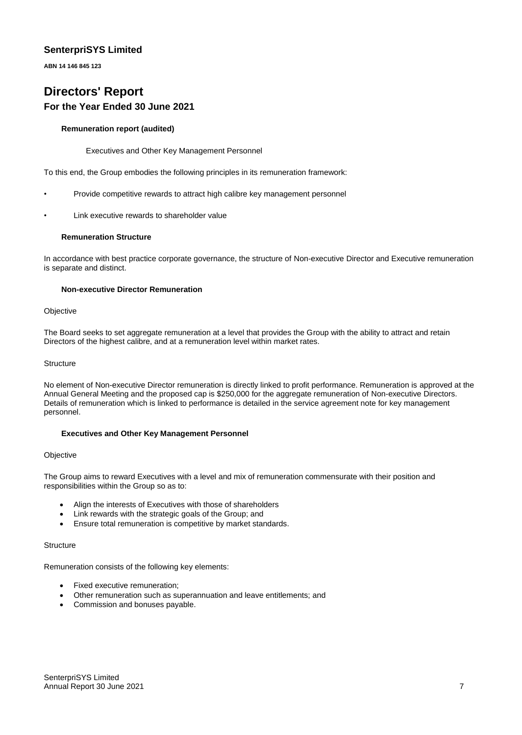**SenterpriSYS Limited**

**ABN 14 146 845 123**

# Directors' Report

## For the Year Ended 30 June 2021

### Remuneration report (audited)

Executives and Other Key Management Personnel

To this end, the Group embodies the following principles in its remuneration framework:

- Provide competitive rewards to attract high calibre key management personnel
- Link executive rewards to shareholder value

#### Remuneration Structure

In accordance with best practice corporate governance, the structure of Non-executive Director and Executive remuneration is separate and distinct.

#### Non-executive Director Remuneration

Objective

The Board seeks to set aggregate remuneration at a level that provides the Group with the ability to attract and retain Directors of the highest calibre, and at a remuneration level within market rates.

Structure

No element of Non-executive Director remuneration is directly linked to profit performance. Remuneration is approved at the Annual General Meeting and the proposed cap is $250,000 for the aggregate remuneration of Non-executive Directors. Details of remuneration which is linked to performance is detailed in the service agreement note for key management personnel.

#### Executives and Other Key Management Personnel

Objective

The Group aims to reward Executives with a level and mix of remuneration commensurate with their position and responsibilities within the Group so as to:

- Align the interests of Executives with those of shareholders
- Link rewards with the strategic goals of the Group; and
- Ensure total remuneration is competitive by market standards.

Structure

Remuneration consists of the following key elements:

- Fixed executive remuneration;
- Other remuneration such as superannuation and leave entitlements; and
- Commission and bonuses payable.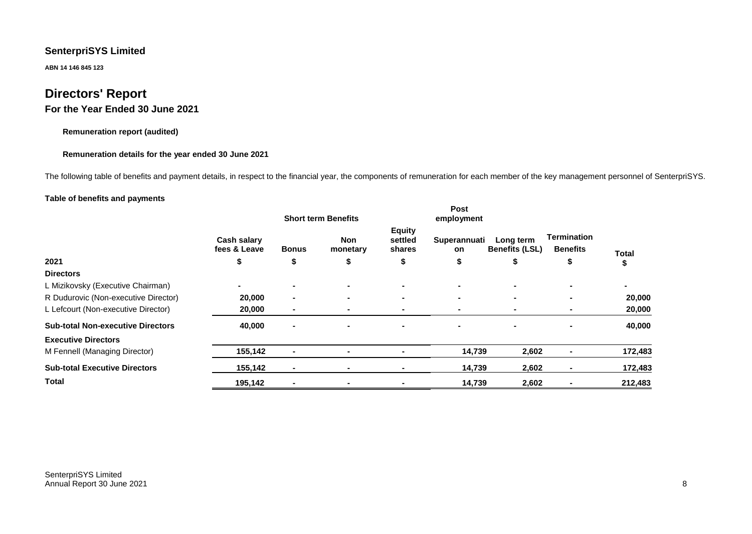**SenterpriSYS Limited**

**ABN 14 146 845 123**

# Directors' Report

## For the Year Ended 30 June 2021

**Remuneration report (audited)**

**Remuneration details for the year ended 30 June 2021**

The following table of benefits and payment details, in respect to the financial year, the components of remuneration for each member of the key management personnel of SenterpriSYS.

**Table of benefits and payments**

| | Short term Benefits | | | | Post employment | | | |
|---|---|---|---|---|---|---|---|---|
| | **Cash salary fees & Leave** | **Bonus** | **Non monetary** | **Equity settled shares** | **Superannuation** | **Long term Benefits (LSL)** | **Termination Benefits** | **Total** |
| **2021** | **$** | **$** | **$** | **$** | **$** | **$** | **$** | **$** |
| **Directors** | | | | | | | | |
| L Mizikovsky (Executive Chairman) | - | - | - | - | - | - | - | - |
| R Dudurovic (Non-executive Director) | 20,000 | - | - | - | - | - | - | 20,000 |
| L Lefcourt (Non-executive Director) | 20,000 | - | - | - | - | - | - | 20,000 |
| **Sub-total Non-executive Directors** | 40,000 | - | - | - | - | - | - | 40,000 |
| **Executive Directors** | | | | | | | | |
| M Fennell (Managing Director) | 155,142 | - | - | - | 14,739 | 2,602 | - | 172,483 |
| **Sub-total Executive Directors** | 155,142 | - | - | - | 14,739 | 2,602 | - | 172,483 |
| **Total** | 195,142 | - | - | - | 14,739 | 2,602 | - | 212,483 |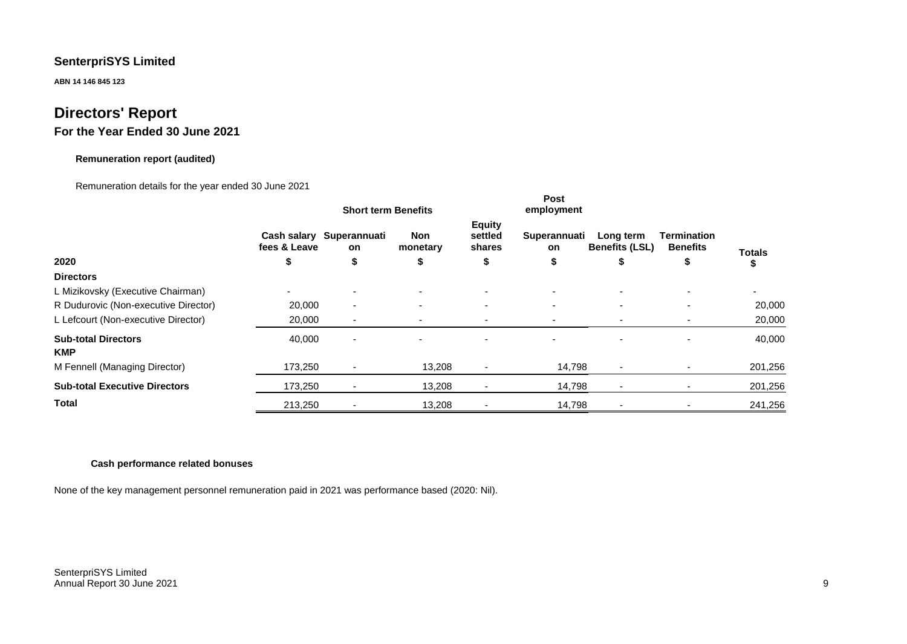# SenterpriSYS Limited

**ABN 14 146 845 123**

# Directors' Report

## For the Year Ended 30 June 2021

#### Remuneration report (audited)

Remuneration details for the year ended 30 June 2021

| | Short term Benefits | | | | Post employment | | | |
|---|---|---|---|---|---|---|---|---|
| **2020** | **Cash salary fees & Leave** $ | **Superannuation** $ | **Non monetary** $ | **Equity settled shares** $ | **Superannuation** $ | **Long term Benefits (LSL)** $ | **Termination Benefits** $ | **Totals** $ |
| **Directors** | | | | | | | | |
| L Mizikovsky (Executive Chairman) | - | - | - | - | - | - | - | - |
| R Dudurovic (Non-executive Director) | 20,000 | - | - | - | - | - | - | 20,000 |
| L Lefcourt (Non-executive Director) | 20,000 | - | - | - | - | - | - | 20,000 |
| **Sub-total Directors** | 40,000 | - | - | - | - | - | - | 40,000 |
| **KMP** | | | | | | | | |
| M Fennell (Managing Director) | 173,250 | - | 13,208 | - | 14,798 | - | - | 201,256 |
| **Sub-total Executive Directors** | 173,250 | - | 13,208 | - | 14,798 | - | - | 201,256 |
| **Total** | 213,250 | - | 13,208 | - | 14,798 | - | - | 241,256 |

#### Cash performance related bonuses

None of the key management personnel remuneration paid in 2021 was performance based (2020: Nil).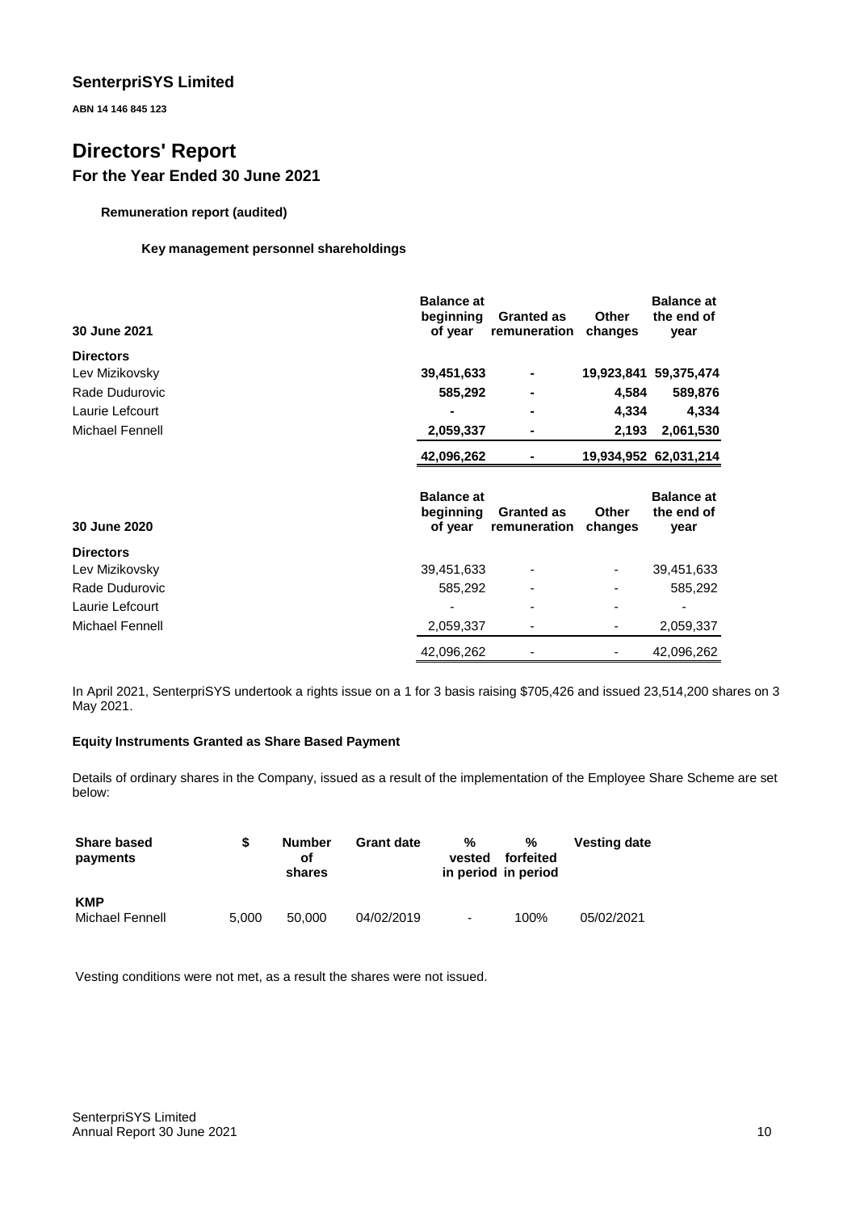## SenterpriSYS Limited

**ABN 14 146 845 123**

# Directors' Report

## For the Year Ended 30 June 2021

**Remuneration report (audited)**

**Key management personnel shareholdings**

| 30 June 2021 | Balance at beginning of year | Granted as remuneration | Other changes | Balance at the end of year |
|---|---|---|---|---|
| **Directors** | | | | |
| Lev Mizikovsky | **39,451,633** | **-** | **19,923,841** | **59,375,474** |
| Rade Dudurovic | **585,292** | **-** | **4,584** | **589,876** |
| Laurie Lefcourt | **-** | **-** | **4,334** | **4,334** |
| Michael Fennell | **2,059,337** | **-** | **2,193** | **2,061,530** |
| | **42,096,262** | **-** | **19,934,952** | **62,031,214** |

| 30 June 2020 | Balance at beginning of year | Granted as remuneration | Other changes | Balance at the end of year |
|---|---|---|---|---|
| **Directors** | | | | |
| Lev Mizikovsky | 39,451,633 | - | - | 39,451,633 |
| Rade Dudurovic | 585,292 | - | - | 585,292 |
| Laurie Lefcourt | - | - | - | - |
| Michael Fennell | 2,059,337 | - | - | 2,059,337 |
| | 42,096,262 | - | - | 42,096,262 |

In April 2021, SenterpriSYS undertook a rights issue on a 1 for 3 basis raising $705,426 and issued 23,514,200 shares on 3 May 2021.

### Equity Instruments Granted as Share Based Payment

Details of ordinary shares in the Company, issued as a result of the implementation of the Employee Share Scheme are set below:

| Share based payments | $ | Number of shares | Grant date | % vested in period | % forfeited in period | Vesting date |
|---|---|---|---|---|---|---|
| **KMP** | | | | | | |
| Michael Fennell | 5,000 | 50,000 | 04/02/2019 | - | 100% | 05/02/2021 |

Vesting conditions were not met, as a result the shares were not issued.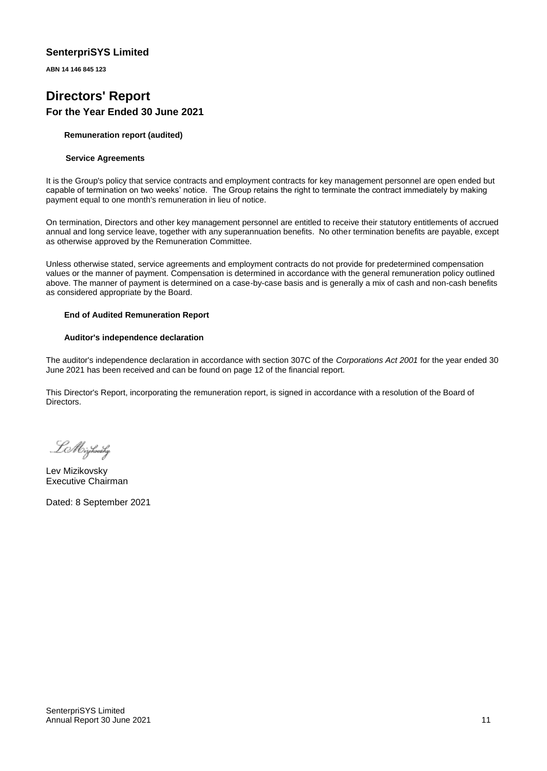## SenterpriSYS Limited

**ABN 14 146 845 123**

# Directors' Report

## For the Year Ended 30 June 2021

**Remuneration report (audited)**

**Service Agreements**

It is the Group's policy that service contracts and employment contracts for key management personnel are open ended but capable of termination on two weeks' notice. The Group retains the right to terminate the contract immediately by making payment equal to one month's remuneration in lieu of notice.

On termination, Directors and other key management personnel are entitled to receive their statutory entitlements of accrued annual and long service leave, together with any superannuation benefits. No other termination benefits are payable, except as otherwise approved by the Remuneration Committee.

Unless otherwise stated, service agreements and employment contracts do not provide for predetermined compensation values or the manner of payment. Compensation is determined in accordance with the general remuneration policy outlined above. The manner of payment is determined on a case-by-case basis and is generally a mix of cash and non-cash benefits as considered appropriate by the Board.

**End of Audited Remuneration Report**

**Auditor's independence declaration**

The auditor's independence declaration in accordance with section 307C of the *Corporations Act 2001* for the year ended 30 June 2021 has been received and can be found on page 12 of the financial report.

This Director's Report, incorporating the remuneration report, is signed in accordance with a resolution of the Board of Directors.

Lev Mizikovsky
Executive Chairman

Dated: 8 September 2021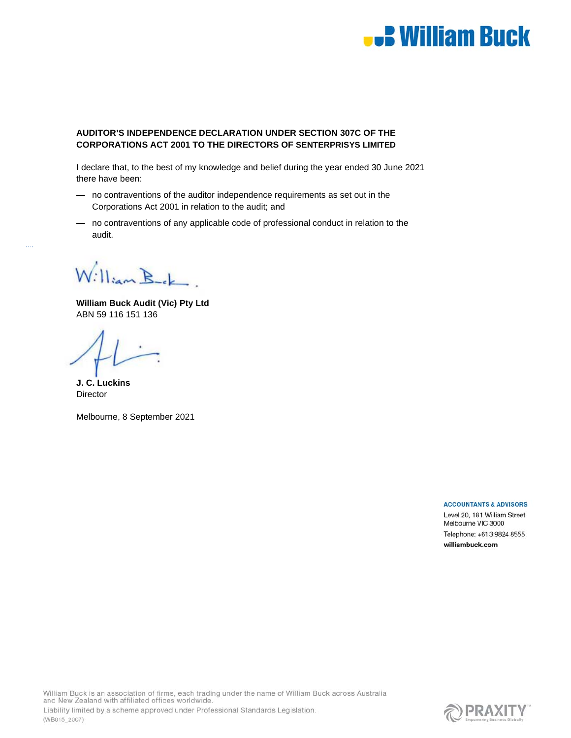**William Buck**

**AUDITOR'S INDEPENDENCE DECLARATION UNDER SECTION 307C OF THE CORPORATIONS ACT 2001 TO THE DIRECTORS OF SENTERPRISYS LIMITED**

I declare that, to the best of my knowledge and belief during the year ended 30 June 2021 there have been:

— no contraventions of the auditor independence requirements as set out in the Corporations Act 2001 in relation to the audit; and

— no contraventions of any applicable code of professional conduct in relation to the audit.

**William Buck Audit (Vic) Pty Ltd**
ABN 59 116 151 136

**J. C. Luckins**
Director

Melbourne, 8 September 2021

**ACCOUNTANTS & ADVISORS**
Level 20, 181 William Street
Melbourne VIC 3000
Telephone: +61 3 9824 8555
**williambuck.com**

William Buck is an association of firms, each trading under the name of William Buck across Australia and New Zealand with affiliated offices worldwide.
Liability limited by a scheme approved under Professional Standards Legislation.
(WB015_2007)

PRAXITY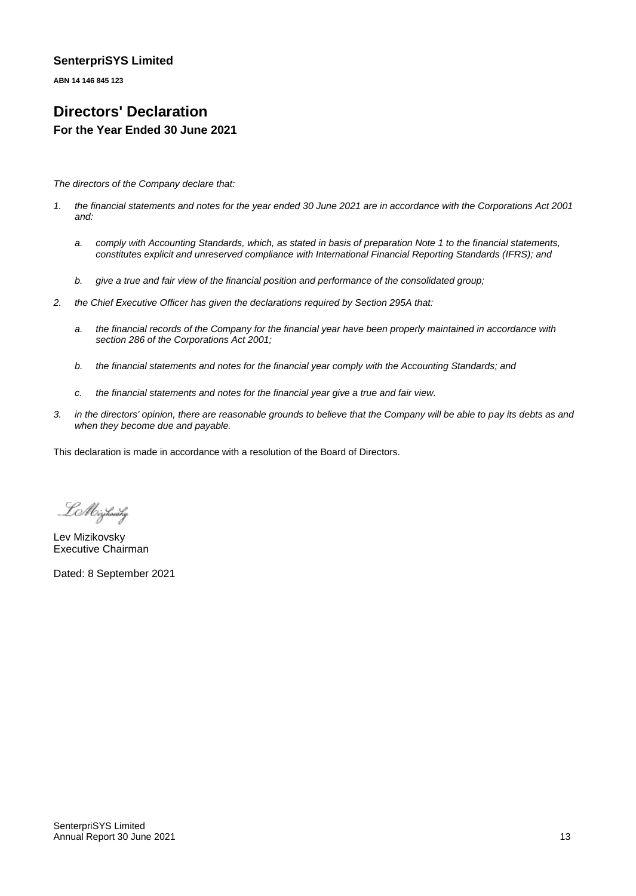**SenterpriSYS Limited**

**ABN 14 146 845 123**

# Directors' Declaration

## For the Year Ended 30 June 2021

*The directors of the Company declare that:*

1. *the financial statements and notes for the year ended 30 June 2021 are in accordance with the Corporations Act 2001 and:*
   a. *comply with Accounting Standards, which, as stated in basis of preparation Note 1 to the financial statements, constitutes explicit and unreserved compliance with International Financial Reporting Standards (IFRS); and*
   b. *give a true and fair view of the financial position and performance of the consolidated group;*
2. *the Chief Executive Officer has given the declarations required by Section 295A that:*
   a. *the financial records of the Company for the financial year have been properly maintained in accordance with section 286 of the Corporations Act 2001;*
   b. *the financial statements and notes for the financial year comply with the Accounting Standards; and*
   c. *the financial statements and notes for the financial year give a true and fair view.*
3. *in the directors' opinion, there are reasonable grounds to believe that the Company will be able to pay its debts as and when they become due and payable.*

This declaration is made in accordance with a resolution of the Board of Directors.

Lev Mizikovsky
Executive Chairman

Dated: 8 September 2021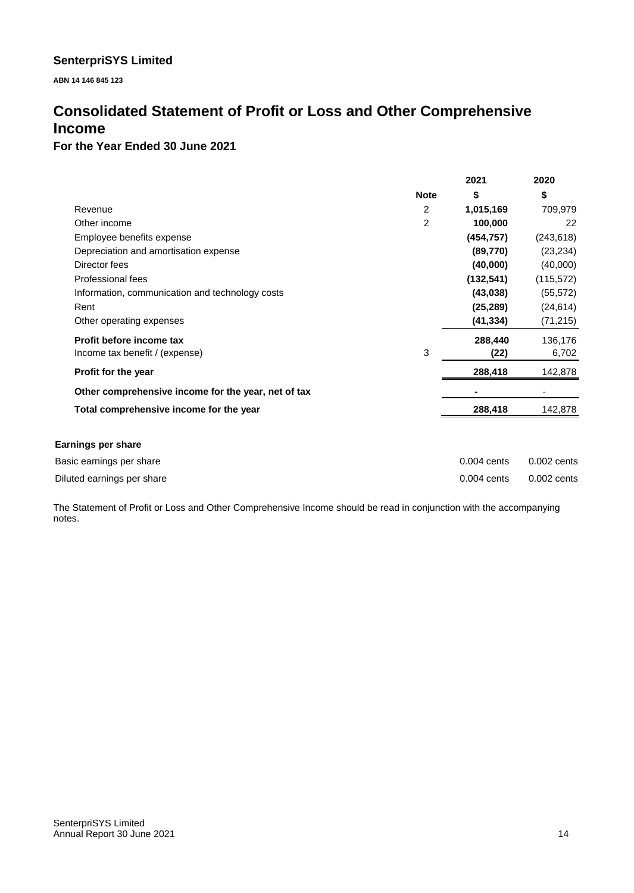## SenterpriSYS Limited

**ABN 14 146 845 123**

# Consolidated Statement of Profit or Loss and Other Comprehensive Income

### For the Year Ended 30 June 2021

| | Note | 2021 $ | 2020 $ |
|---|---|---|---|
| Revenue | 2 | **1,015,169** | 709,979 |
| Other income | 2 | **100,000** | 22 |
| Employee benefits expense | | **(454,757)** | (243,618) |
| Depreciation and amortisation expense | | **(89,770)** | (23,234) |
| Director fees | | **(40,000)** | (40,000) |
| Professional fees | | **(132,541)** | (115,572) |
| Information, communication and technology costs | | **(43,038)** | (55,572) |
| Rent | | **(25,289)** | (24,614) |
| Other operating expenses | | **(41,334)** | (71,215) |
| **Profit before income tax** | | **288,440** | 136,176 |
| Income tax benefit / (expense) | 3 | **(22)** | 6,702 |
| **Profit for the year** | | **288,418** | 142,878 |
| **Other comprehensive income for the year, net of tax** | | **-** | - |
| **Total comprehensive income for the year** | | **288,418** | 142,878 |

| **Earnings per share** | 2021 | 2020 |
|---|---|---|
| Basic earnings per share | 0.004 cents | 0.002 cents |
| Diluted earnings per share | 0.004 cents | 0.002 cents |

The Statement of Profit or Loss and Other Comprehensive Income should be read in conjunction with the accompanying notes.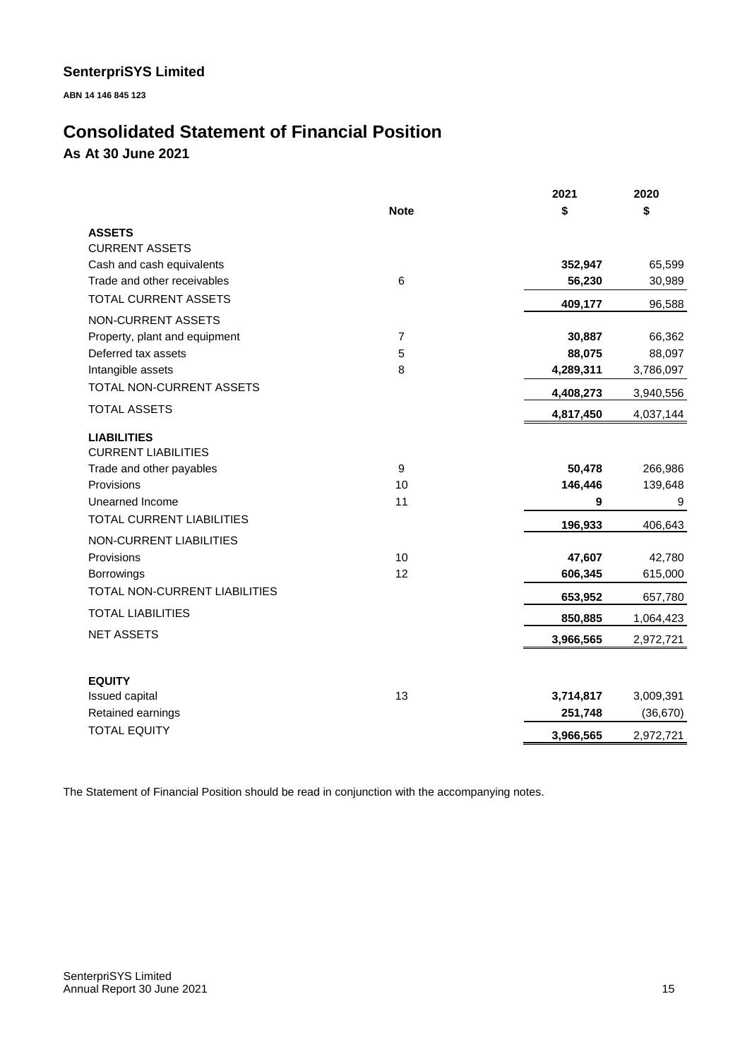**SenterpriSYS Limited**

**ABN 14 146 845 123**

# Consolidated Statement of Financial Position

## As At 30 June 2021

| | Note | 2021 $ | 2020 $ |
|---|---|---|---|
| **ASSETS** | | | |
| CURRENT ASSETS | | | |
| Cash and cash equivalents | | **352,947** | 65,599 |
| Trade and other receivables | 6 | **56,230** | 30,989 |
| TOTAL CURRENT ASSETS | | **409,177** | 96,588 |
| NON-CURRENT ASSETS | | | |
| Property, plant and equipment | 7 | **30,887** | 66,362 |
| Deferred tax assets | 5 | **88,075** | 88,097 |
| Intangible assets | 8 | **4,289,311** | 3,786,097 |
| TOTAL NON-CURRENT ASSETS | | **4,408,273** | 3,940,556 |
| TOTAL ASSETS | | **4,817,450** | 4,037,144 |
| **LIABILITIES** | | | |
| CURRENT LIABILITIES | | | |
| Trade and other payables | 9 | **50,478** | 266,986 |
| Provisions | 10 | **146,446** | 139,648 |
| Unearned Income | 11 | **9** | 9 |
| TOTAL CURRENT LIABILITIES | | **196,933** | 406,643 |
| NON-CURRENT LIABILITIES | | | |
| Provisions | 10 | **47,607** | 42,780 |
| Borrowings | 12 | **606,345** | 615,000 |
| TOTAL NON-CURRENT LIABILITIES | | **653,952** | 657,780 |
| TOTAL LIABILITIES | | **850,885** | 1,064,423 |
| NET ASSETS | | **3,966,565** | 2,972,721 |
| | | | |
| **EQUITY** | | | |
| Issued capital | 13 | **3,714,817** | 3,009,391 |
| Retained earnings | | **251,748** | (36,670) |
| TOTAL EQUITY | | **3,966,565** | 2,972,721 |

The Statement of Financial Position should be read in conjunction with the accompanying notes.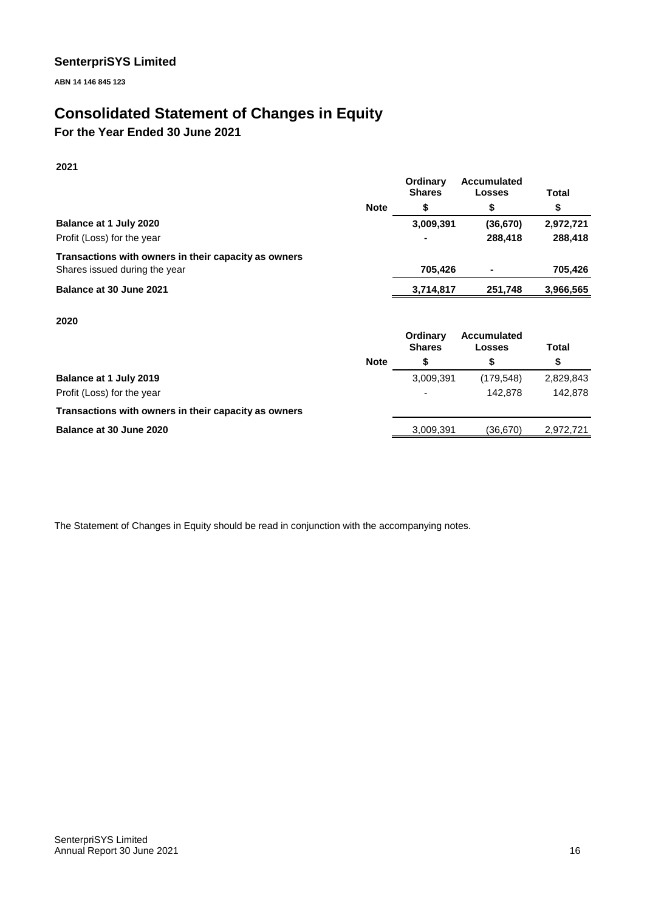**SenterpriSYS Limited**

**ABN 14 146 845 123**

# Consolidated Statement of Changes in Equity

## For the Year Ended 30 June 2021

**2021**

| | Note | Ordinary Shares | Accumulated Losses | Total |
|---|---|---|---|---|
| | | $ | $ | $ |
| **Balance at 1 July 2020** | | **3,009,391** | **(36,670)** | **2,972,721** |
| Profit (Loss) for the year | | **-** | **288,418** | **288,418** |
| **Transactions with owners in their capacity as owners** | | | | |
| Shares issued during the year | | **705,426** | **-** | **705,426** |
| **Balance at 30 June 2021** | | **3,714,817** | **251,748** | **3,966,565** |

**2020**

| | Note | Ordinary Shares | Accumulated Losses | Total |
|---|---|---|---|---|
| | | $ | $ | $ |
| **Balance at 1 July 2019** | | 3,009,391 | (179,548) | 2,829,843 |
| Profit (Loss) for the year | | - | 142,878 | 142,878 |
| **Transactions with owners in their capacity as owners** | | | | |
| **Balance at 30 June 2020** | | 3,009,391 | (36,670) | 2,972,721 |

The Statement of Changes in Equity should be read in conjunction with the accompanying notes.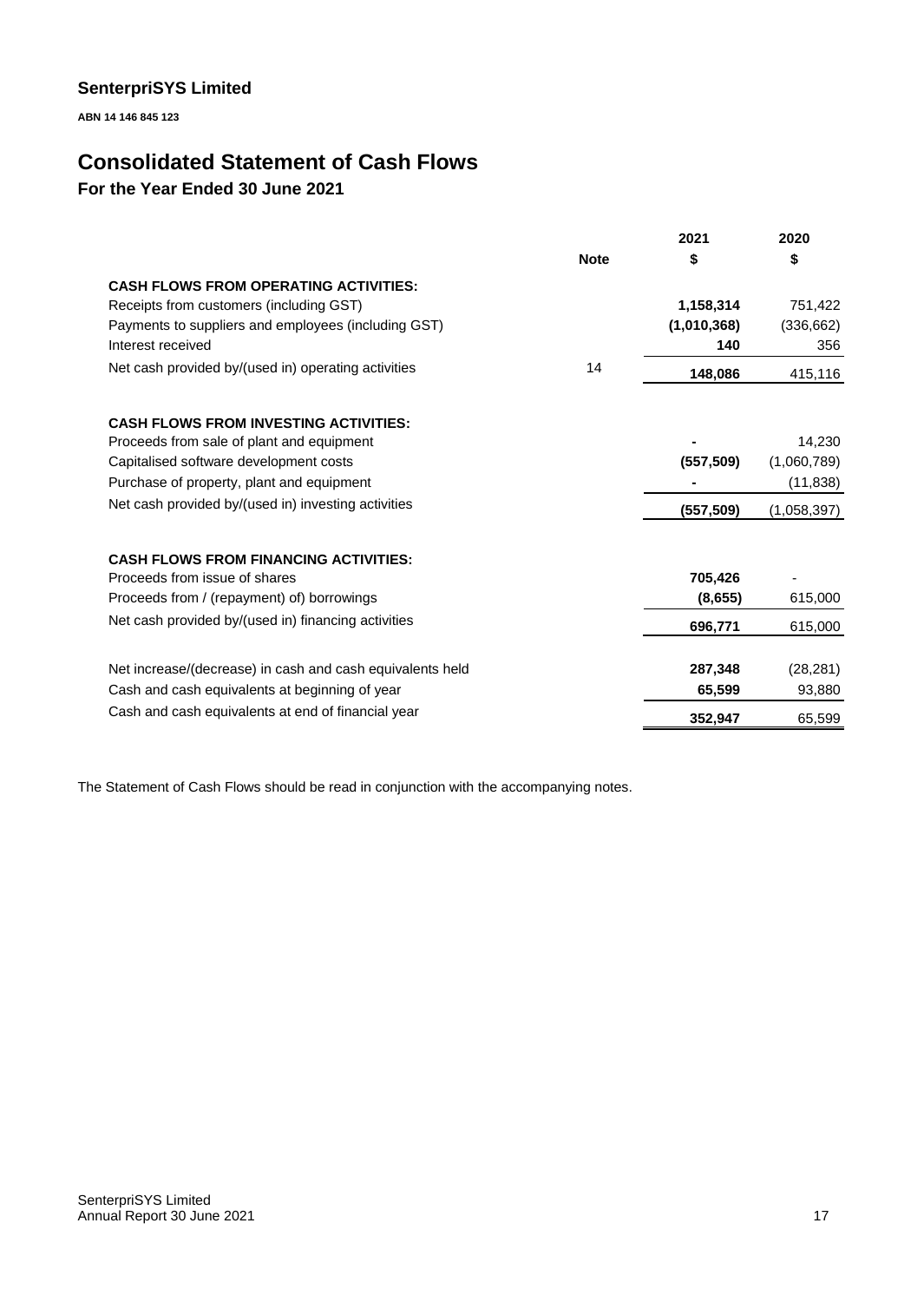**SenterpriSYS Limited**

**ABN 14 146 845 123**

# Consolidated Statement of Cash Flows

## For the Year Ended 30 June 2021

| | Note | 2021<br>$ | 2020<br>$ |
|---|---|---|---|
| **CASH FLOWS FROM OPERATING ACTIVITIES:** | | | |
| Receipts from customers (including GST) | | **1,158,314** | 751,422 |
| Payments to suppliers and employees (including GST) | | **(1,010,368)** | (336,662) |
| Interest received | | **140** | 356 |
| Net cash provided by/(used in) operating activities | 14 | **148,086** | 415,116 |
| | | | |
| **CASH FLOWS FROM INVESTING ACTIVITIES:** | | | |
| Proceeds from sale of plant and equipment | | **-** | 14,230 |
| Capitalised software development costs | | **(557,509)** | (1,060,789) |
| Purchase of property, plant and equipment | | **-** | (11,838) |
| Net cash provided by/(used in) investing activities | | **(557,509)** | (1,058,397) |
| | | | |
| **CASH FLOWS FROM FINANCING ACTIVITIES:** | | | |
| Proceeds from issue of shares | | **705,426** | - |
| Proceeds from / (repayment) of) borrowings | | **(8,655)** | 615,000 |
| Net cash provided by/(used in) financing activities | | **696,771** | 615,000 |
| | | | |
| Net increase/(decrease) in cash and cash equivalents held | | **287,348** | (28,281) |
| Cash and cash equivalents at beginning of year | | **65,599** | 93,880 |
| Cash and cash equivalents at end of financial year | | **352,947** | 65,599 |

The Statement of Cash Flows should be read in conjunction with the accompanying notes.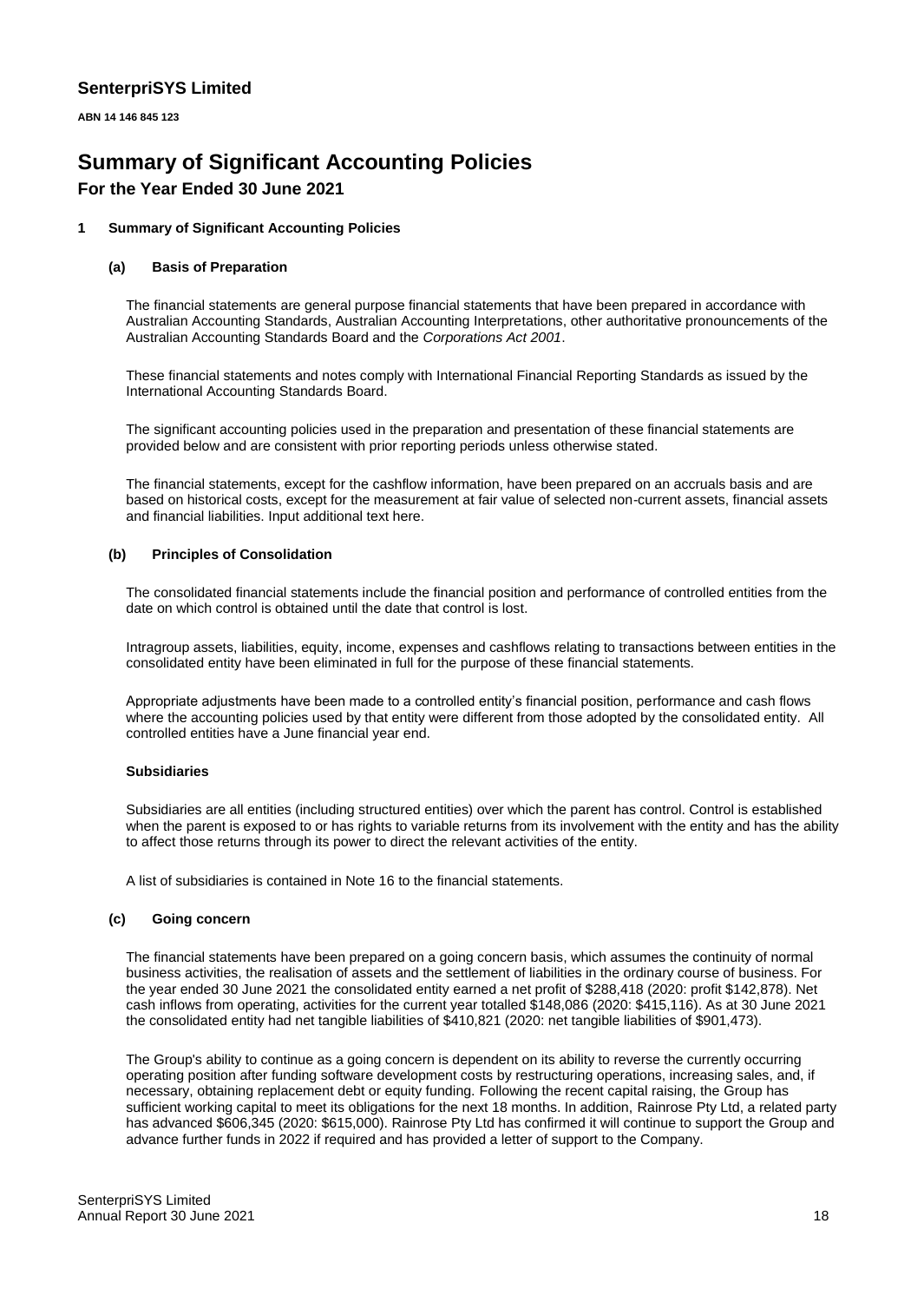# SenterpriSYS Limited

**ABN 14 146 845 123**

# Summary of Significant Accounting Policies

## For the Year Ended 30 June 2021

### 1 Summary of Significant Accounting Policies

#### (a) Basis of Preparation

The financial statements are general purpose financial statements that have been prepared in accordance with Australian Accounting Standards, Australian Accounting Interpretations, other authoritative pronouncements of the Australian Accounting Standards Board and the *Corporations Act 2001*.

These financial statements and notes comply with International Financial Reporting Standards as issued by the International Accounting Standards Board.

The significant accounting policies used in the preparation and presentation of these financial statements are provided below and are consistent with prior reporting periods unless otherwise stated.

The financial statements, except for the cashflow information, have been prepared on an accruals basis and are based on historical costs, except for the measurement at fair value of selected non-current assets, financial assets and financial liabilities. Input additional text here.

#### (b) Principles of Consolidation

The consolidated financial statements include the financial position and performance of controlled entities from the date on which control is obtained until the date that control is lost.

Intragroup assets, liabilities, equity, income, expenses and cashflows relating to transactions between entities in the consolidated entity have been eliminated in full for the purpose of these financial statements.

Appropriate adjustments have been made to a controlled entity's financial position, performance and cash flows where the accounting policies used by that entity were different from those adopted by the consolidated entity. All controlled entities have a June financial year end.

**Subsidiaries**

Subsidiaries are all entities (including structured entities) over which the parent has control. Control is established when the parent is exposed to or has rights to variable returns from its involvement with the entity and has the ability to affect those returns through its power to direct the relevant activities of the entity.

A list of subsidiaries is contained in Note 16 to the financial statements.

#### (c) Going concern

The financial statements have been prepared on a going concern basis, which assumes the continuity of normal business activities, the realisation of assets and the settlement of liabilities in the ordinary course of business. For the year ended 30 June 2021 the consolidated entity earned a net profit of $288,418 (2020: profit $142,878). Net cash inflows from operating, activities for the current year totalled $148,086 (2020: $415,116). As at 30 June 2021 the consolidated entity had net tangible liabilities of $410,821 (2020: net tangible liabilities of $901,473).

The Group's ability to continue as a going concern is dependent on its ability to reverse the currently occurring operating position after funding software development costs by restructuring operations, increasing sales, and, if necessary, obtaining replacement debt or equity funding. Following the recent capital raising, the Group has sufficient working capital to meet its obligations for the next 18 months. In addition, Rainrose Pty Ltd, a related party has advanced $606,345 (2020: $615,000). Rainrose Pty Ltd has confirmed it will continue to support the Group and advance further funds in 2022 if required and has provided a letter of support to the Company.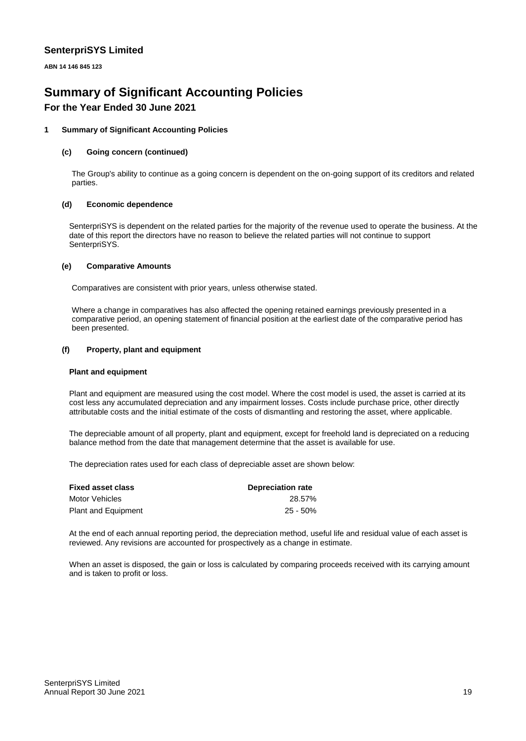# Summary of Significant Accounting Policies

## For the Year Ended 30 June 2021

### 1 Summary of Significant Accounting Policies

#### (c) Going concern (continued)

The Group's ability to continue as a going concern is dependent on the on-going support of its creditors and related parties.

#### (d) Economic dependence

SenterpriSYS is dependent on the related parties for the majority of the revenue used to operate the business. At the date of this report the directors have no reason to believe the related parties will not continue to support SenterpriSYS.

#### (e) Comparative Amounts

Comparatives are consistent with prior years, unless otherwise stated.

Where a change in comparatives has also affected the opening retained earnings previously presented in a comparative period, an opening statement of financial position at the earliest date of the comparative period has been presented.

#### (f) Property, plant and equipment

**Plant and equipment**

Plant and equipment are measured using the cost model. Where the cost model is used, the asset is carried at its cost less any accumulated depreciation and any impairment losses. Costs include purchase price, other directly attributable costs and the initial estimate of the costs of dismantling and restoring the asset, where applicable.

The depreciable amount of all property, plant and equipment, except for freehold land is depreciated on a reducing balance method from the date that management determine that the asset is available for use.

The depreciation rates used for each class of depreciable asset are shown below:

| Fixed asset class | Depreciation rate |
|---|---|
| Motor Vehicles | 28.57% |
| Plant and Equipment | 25 - 50% |

At the end of each annual reporting period, the depreciation method, useful life and residual value of each asset is reviewed. Any revisions are accounted for prospectively as a change in estimate.

When an asset is disposed, the gain or loss is calculated by comparing proceeds received with its carrying amount and is taken to profit or loss.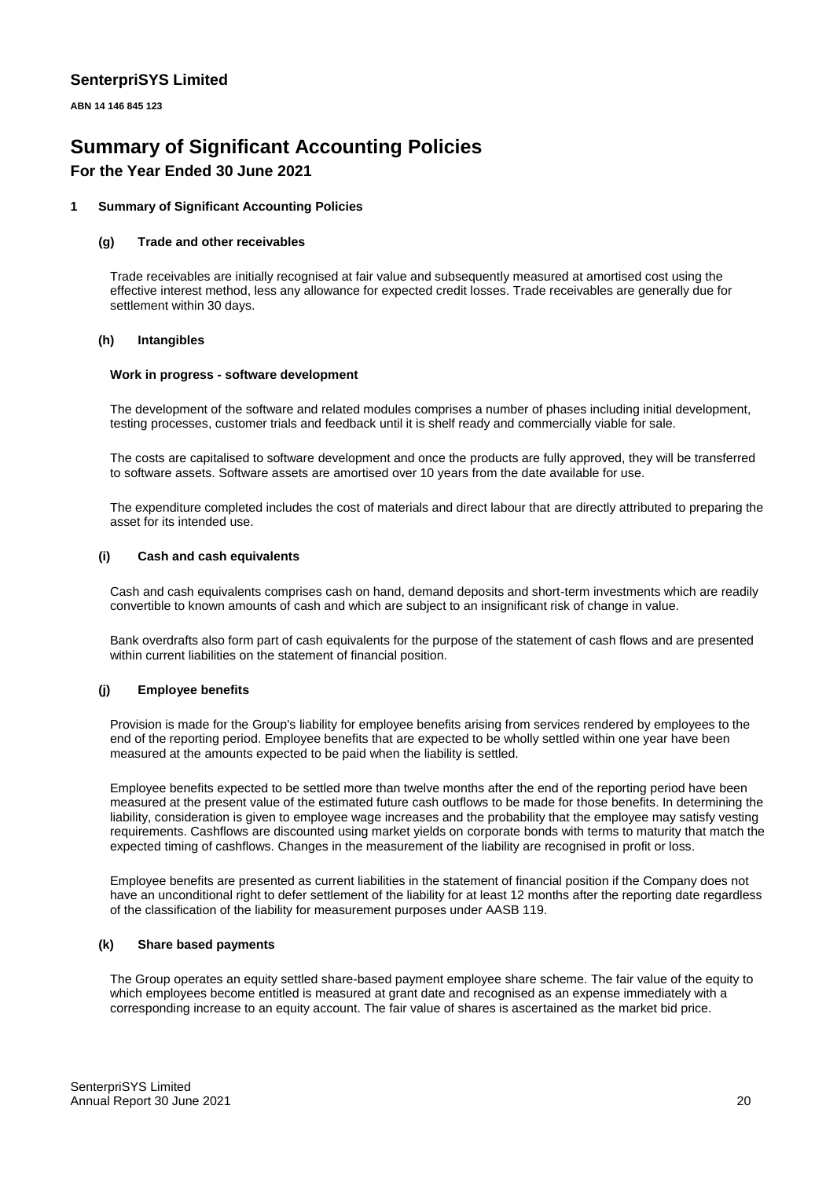## SenterpriSYS Limited

**ABN 14 146 845 123**

# Summary of Significant Accounting Policies

## For the Year Ended 30 June 2021

### 1 Summary of Significant Accounting Policies

#### (g) Trade and other receivables

Trade receivables are initially recognised at fair value and subsequently measured at amortised cost using the effective interest method, less any allowance for expected credit losses. Trade receivables are generally due for settlement within 30 days.

#### (h) Intangibles

**Work in progress - software development**

The development of the software and related modules comprises a number of phases including initial development, testing processes, customer trials and feedback until it is shelf ready and commercially viable for sale.

The costs are capitalised to software development and once the products are fully approved, they will be transferred to software assets. Software assets are amortised over 10 years from the date available for use.

The expenditure completed includes the cost of materials and direct labour that are directly attributed to preparing the asset for its intended use.

#### (i) Cash and cash equivalents

Cash and cash equivalents comprises cash on hand, demand deposits and short-term investments which are readily convertible to known amounts of cash and which are subject to an insignificant risk of change in value.

Bank overdrafts also form part of cash equivalents for the purpose of the statement of cash flows and are presented within current liabilities on the statement of financial position.

#### (j) Employee benefits

Provision is made for the Group's liability for employee benefits arising from services rendered by employees to the end of the reporting period. Employee benefits that are expected to be wholly settled within one year have been measured at the amounts expected to be paid when the liability is settled.

Employee benefits expected to be settled more than twelve months after the end of the reporting period have been measured at the present value of the estimated future cash outflows to be made for those benefits. In determining the liability, consideration is given to employee wage increases and the probability that the employee may satisfy vesting requirements. Cashflows are discounted using market yields on corporate bonds with terms to maturity that match the expected timing of cashflows. Changes in the measurement of the liability are recognised in profit or loss.

Employee benefits are presented as current liabilities in the statement of financial position if the Company does not have an unconditional right to defer settlement of the liability for at least 12 months after the reporting date regardless of the classification of the liability for measurement purposes under AASB 119.

#### (k) Share based payments

The Group operates an equity settled share-based payment employee share scheme. The fair value of the equity to which employees become entitled is measured at grant date and recognised as an expense immediately with a corresponding increase to an equity account. The fair value of shares is ascertained as the market bid price.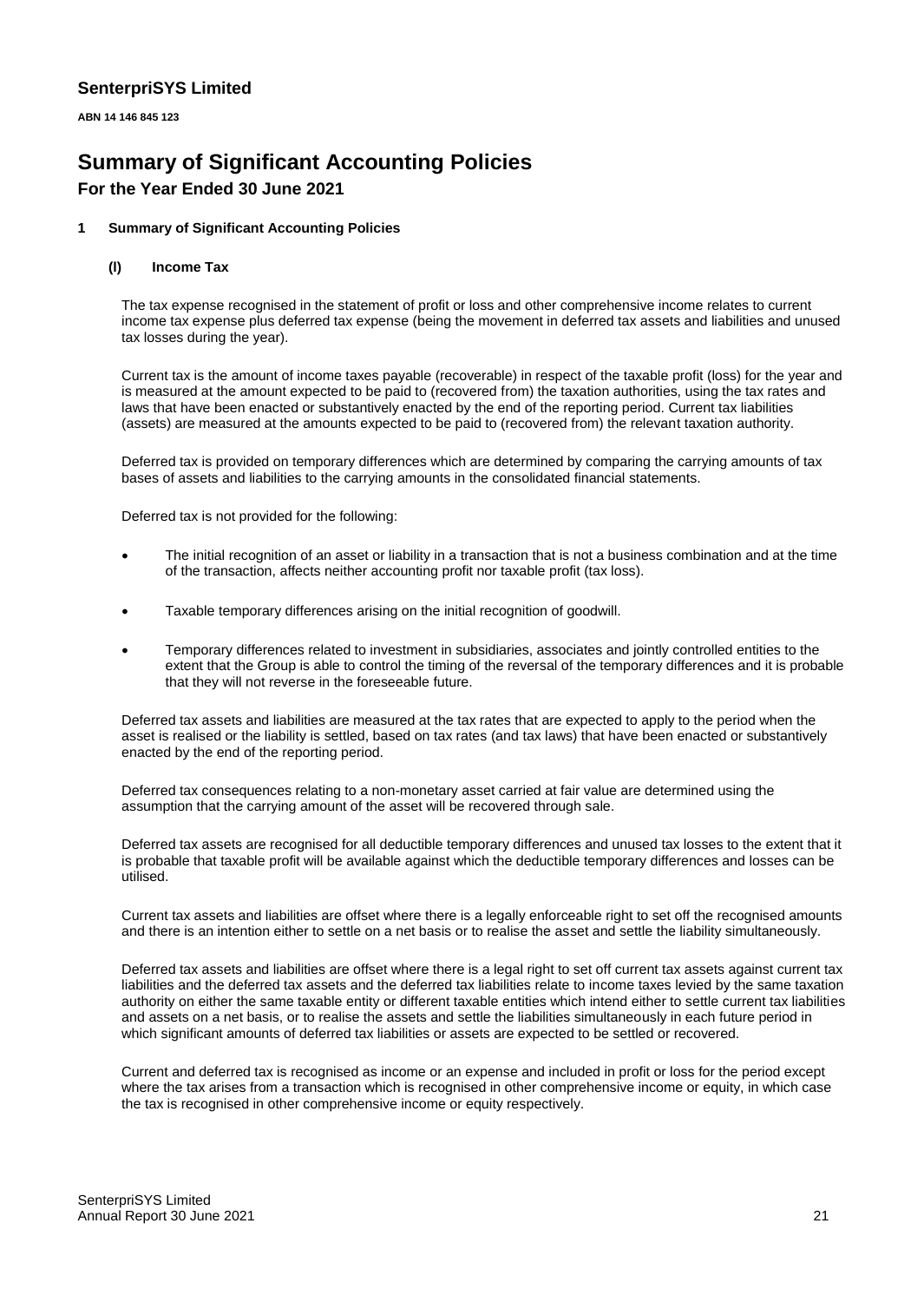**SenterpriSYS Limited**

**ABN 14 146 845 123**

# Summary of Significant Accounting Policies

## For the Year Ended 30 June 2021

### 1 Summary of Significant Accounting Policies

#### (l) Income Tax

The tax expense recognised in the statement of profit or loss and other comprehensive income relates to current income tax expense plus deferred tax expense (being the movement in deferred tax assets and liabilities and unused tax losses during the year).

Current tax is the amount of income taxes payable (recoverable) in respect of the taxable profit (loss) for the year and is measured at the amount expected to be paid to (recovered from) the taxation authorities, using the tax rates and laws that have been enacted or substantively enacted by the end of the reporting period. Current tax liabilities (assets) are measured at the amounts expected to be paid to (recovered from) the relevant taxation authority.

Deferred tax is provided on temporary differences which are determined by comparing the carrying amounts of tax bases of assets and liabilities to the carrying amounts in the consolidated financial statements.

Deferred tax is not provided for the following:

- The initial recognition of an asset or liability in a transaction that is not a business combination and at the time of the transaction, affects neither accounting profit nor taxable profit (tax loss).
- Taxable temporary differences arising on the initial recognition of goodwill.
- Temporary differences related to investment in subsidiaries, associates and jointly controlled entities to the extent that the Group is able to control the timing of the reversal of the temporary differences and it is probable that they will not reverse in the foreseeable future.

Deferred tax assets and liabilities are measured at the tax rates that are expected to apply to the period when the asset is realised or the liability is settled, based on tax rates (and tax laws) that have been enacted or substantively enacted by the end of the reporting period.

Deferred tax consequences relating to a non-monetary asset carried at fair value are determined using the assumption that the carrying amount of the asset will be recovered through sale.

Deferred tax assets are recognised for all deductible temporary differences and unused tax losses to the extent that it is probable that taxable profit will be available against which the deductible temporary differences and losses can be utilised.

Current tax assets and liabilities are offset where there is a legally enforceable right to set off the recognised amounts and there is an intention either to settle on a net basis or to realise the asset and settle the liability simultaneously.

Deferred tax assets and liabilities are offset where there is a legal right to set off current tax assets against current tax liabilities and the deferred tax assets and the deferred tax liabilities relate to income taxes levied by the same taxation authority on either the same taxable entity or different taxable entities which intend either to settle current tax liabilities and assets on a net basis, or to realise the assets and settle the liabilities simultaneously in each future period in which significant amounts of deferred tax liabilities or assets are expected to be settled or recovered.

Current and deferred tax is recognised as income or an expense and included in profit or loss for the period except where the tax arises from a transaction which is recognised in other comprehensive income or equity, in which case the tax is recognised in other comprehensive income or equity respectively.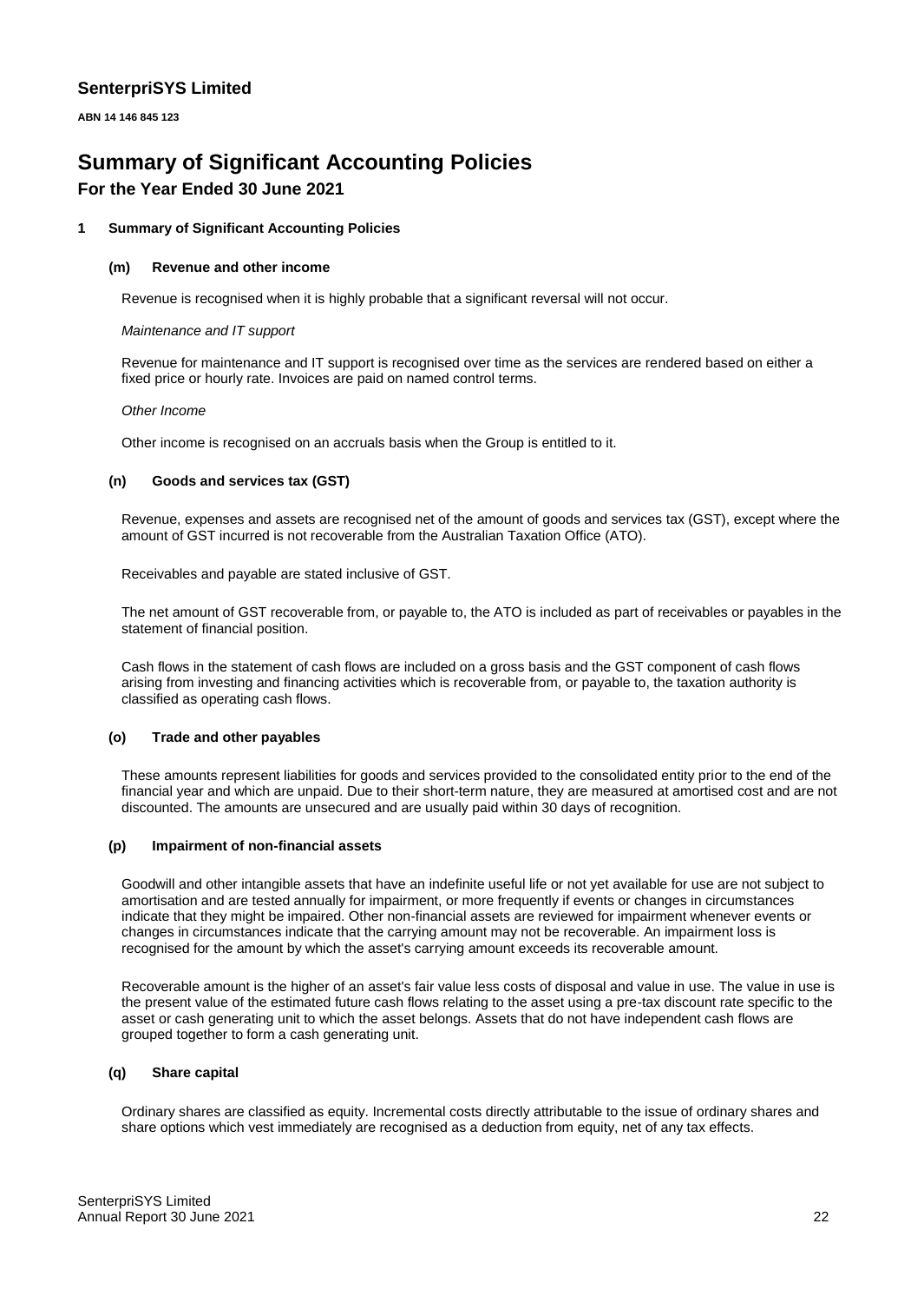**SenterpriSYS Limited**

**ABN 14 146 845 123**

# Summary of Significant Accounting Policies

## For the Year Ended 30 June 2021

### 1 Summary of Significant Accounting Policies

#### (m) Revenue and other income

Revenue is recognised when it is highly probable that a significant reversal will not occur.

*Maintenance and IT support*

Revenue for maintenance and IT support is recognised over time as the services are rendered based on either a fixed price or hourly rate. Invoices are paid on named control terms.

*Other Income*

Other income is recognised on an accruals basis when the Group is entitled to it.

#### (n) Goods and services tax (GST)

Revenue, expenses and assets are recognised net of the amount of goods and services tax (GST), except where the amount of GST incurred is not recoverable from the Australian Taxation Office (ATO).

Receivables and payable are stated inclusive of GST.

The net amount of GST recoverable from, or payable to, the ATO is included as part of receivables or payables in the statement of financial position.

Cash flows in the statement of cash flows are included on a gross basis and the GST component of cash flows arising from investing and financing activities which is recoverable from, or payable to, the taxation authority is classified as operating cash flows.

#### (o) Trade and other payables

These amounts represent liabilities for goods and services provided to the consolidated entity prior to the end of the financial year and which are unpaid. Due to their short-term nature, they are measured at amortised cost and are not discounted. The amounts are unsecured and are usually paid within 30 days of recognition.

#### (p) Impairment of non-financial assets

Goodwill and other intangible assets that have an indefinite useful life or not yet available for use are not subject to amortisation and are tested annually for impairment, or more frequently if events or changes in circumstances indicate that they might be impaired. Other non-financial assets are reviewed for impairment whenever events or changes in circumstances indicate that the carrying amount may not be recoverable. An impairment loss is recognised for the amount by which the asset's carrying amount exceeds its recoverable amount.

Recoverable amount is the higher of an asset's fair value less costs of disposal and value in use. The value in use is the present value of the estimated future cash flows relating to the asset using a pre-tax discount rate specific to the asset or cash generating unit to which the asset belongs. Assets that do not have independent cash flows are grouped together to form a cash generating unit.

#### (q) Share capital

Ordinary shares are classified as equity. Incremental costs directly attributable to the issue of ordinary shares and share options which vest immediately are recognised as a deduction from equity, net of any tax effects.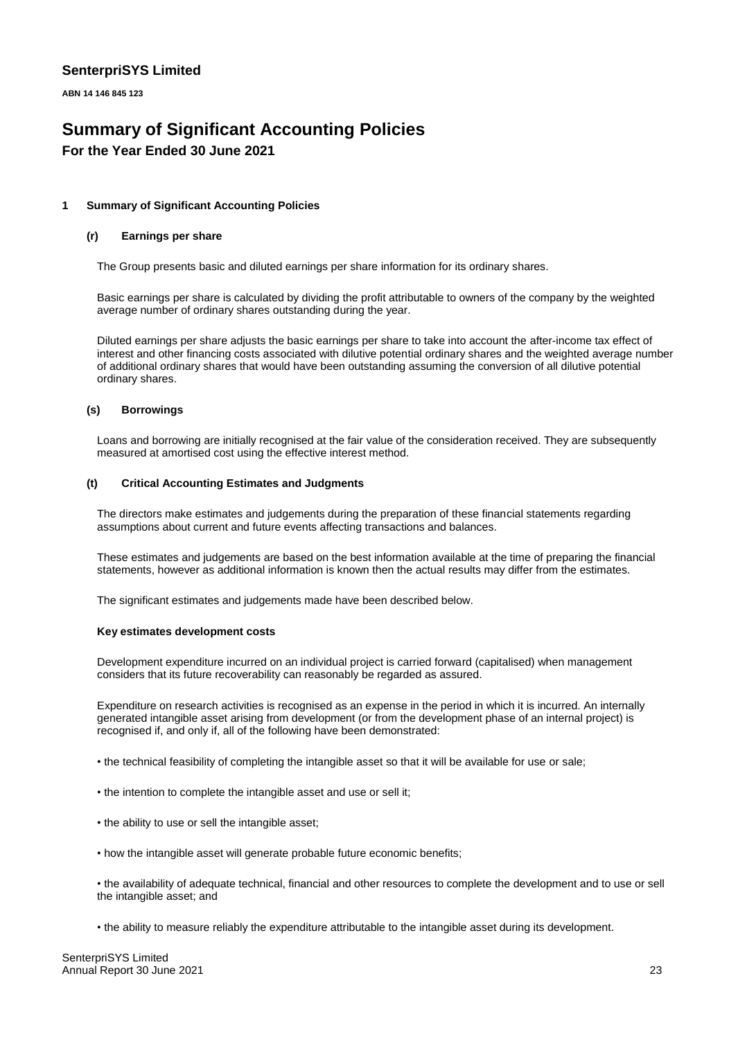# SenterpriSYS Limited

**ABN 14 146 845 123**

# Summary of Significant Accounting Policies

## For the Year Ended 30 June 2021

### 1 Summary of Significant Accounting Policies

#### (r) Earnings per share

The Group presents basic and diluted earnings per share information for its ordinary shares.

Basic earnings per share is calculated by dividing the profit attributable to owners of the company by the weighted average number of ordinary shares outstanding during the year.

Diluted earnings per share adjusts the basic earnings per share to take into account the after-income tax effect of interest and other financing costs associated with dilutive potential ordinary shares and the weighted average number of additional ordinary shares that would have been outstanding assuming the conversion of all dilutive potential ordinary shares.

#### (s) Borrowings

Loans and borrowing are initially recognised at the fair value of the consideration received. They are subsequently measured at amortised cost using the effective interest method.

#### (t) Critical Accounting Estimates and Judgments

The directors make estimates and judgements during the preparation of these financial statements regarding assumptions about current and future events affecting transactions and balances.

These estimates and judgements are based on the best information available at the time of preparing the financial statements, however as additional information is known then the actual results may differ from the estimates.

The significant estimates and judgements made have been described below.

**Key estimates development costs**

Development expenditure incurred on an individual project is carried forward (capitalised) when management considers that its future recoverability can reasonably be regarded as assured.

Expenditure on research activities is recognised as an expense in the period in which it is incurred. An internally generated intangible asset arising from development (or from the development phase of an internal project) is recognised if, and only if, all of the following have been demonstrated:

- the technical feasibility of completing the intangible asset so that it will be available for use or sale;
- the intention to complete the intangible asset and use or sell it;
- the ability to use or sell the intangible asset;
- how the intangible asset will generate probable future economic benefits;
- the availability of adequate technical, financial and other resources to complete the development and to use or sell the intangible asset; and
- the ability to measure reliably the expenditure attributable to the intangible asset during its development.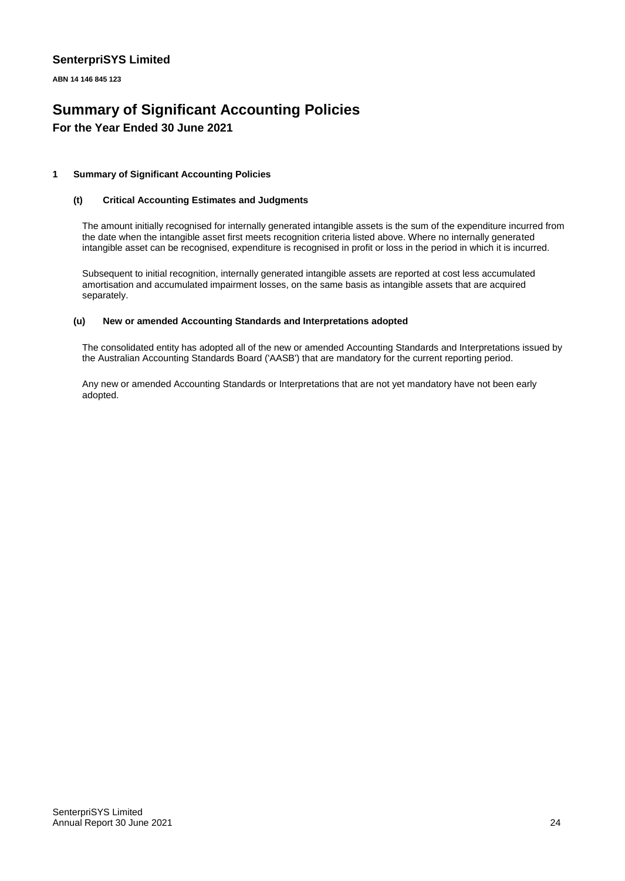# SenterpriSYS Limited

**ABN 14 146 845 123**

# Summary of Significant Accounting Policies

## For the Year Ended 30 June 2021

### 1 Summary of Significant Accounting Policies

#### (t) Critical Accounting Estimates and Judgments

The amount initially recognised for internally generated intangible assets is the sum of the expenditure incurred from the date when the intangible asset first meets recognition criteria listed above. Where no internally generated intangible asset can be recognised, expenditure is recognised in profit or loss in the period in which it is incurred.

Subsequent to initial recognition, internally generated intangible assets are reported at cost less accumulated amortisation and accumulated impairment losses, on the same basis as intangible assets that are acquired separately.

#### (u) New or amended Accounting Standards and Interpretations adopted

The consolidated entity has adopted all of the new or amended Accounting Standards and Interpretations issued by the Australian Accounting Standards Board ('AASB') that are mandatory for the current reporting period.

Any new or amended Accounting Standards or Interpretations that are not yet mandatory have not been early adopted.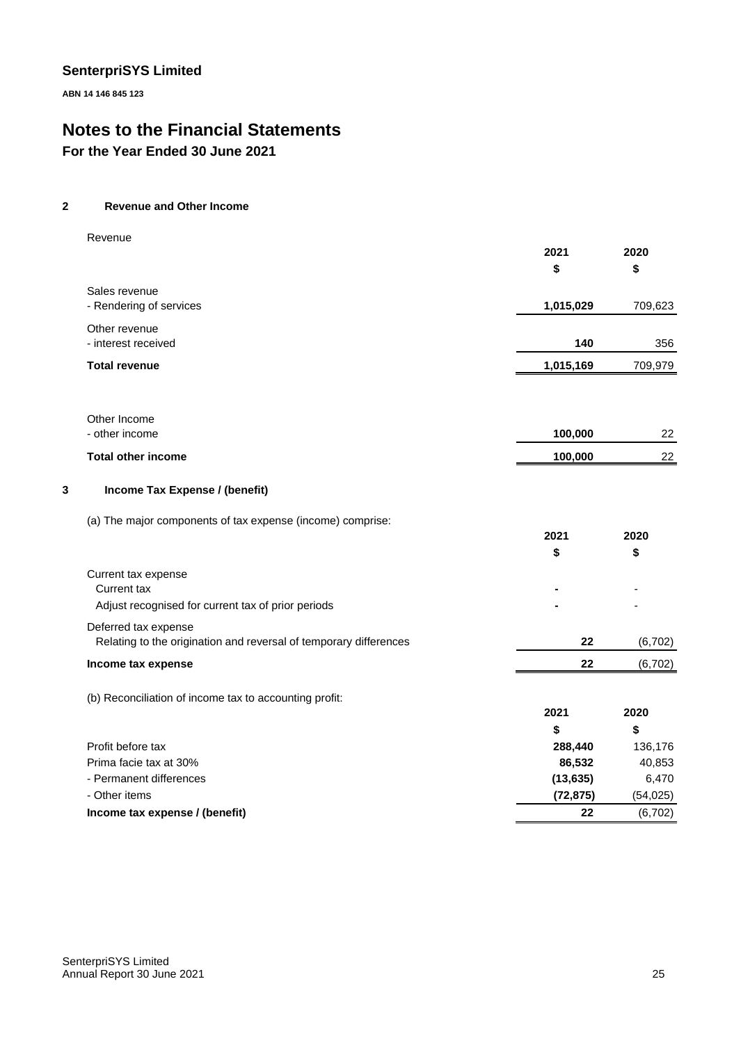# SenterpriSYS Limited

**ABN 14 146 845 123**

# Notes to the Financial Statements

## For the Year Ended 30 June 2021

### 2 Revenue and Other Income

Revenue

| | 2021 | 2020 |
|---|---|---|
| | $ | $ |
| Sales revenue | | |
| - Rendering of services | **1,015,029** | 709,623 |
| Other revenue | | |
| - interest received | **140** | 356 |
| **Total revenue** | **1,015,169** | 709,979 |

| | 2021 | 2020 |
|---|---|---|
| Other Income | | |
| - other income | **100,000** | 22 |
| **Total other income** | **100,000** | 22 |

### 3 Income Tax Expense / (benefit)

(a) The major components of tax expense (income) comprise:

| | 2021 | 2020 |
|---|---|---|
| | $ | $ |
| Current tax expense | | |
| Current tax | **-** | - |
| Adjust recognised for current tax of prior periods | **-** | - |
| Deferred tax expense | | |
| Relating to the origination and reversal of temporary differences | **22** | (6,702) |
| **Income tax expense** | **22** | (6,702) |

(b) Reconciliation of income tax to accounting profit:

| | 2021 | 2020 |
|---|---|---|
| | $ | $ |
| Profit before tax | **288,440** | 136,176 |
| Prima facie tax at 30% | **86,532** | 40,853 |
| - Permanent differences | **(13,635)** | 6,470 |
| - Other items | **(72,875)** | (54,025) |
| **Income tax expense / (benefit)** | **22** | (6,702) |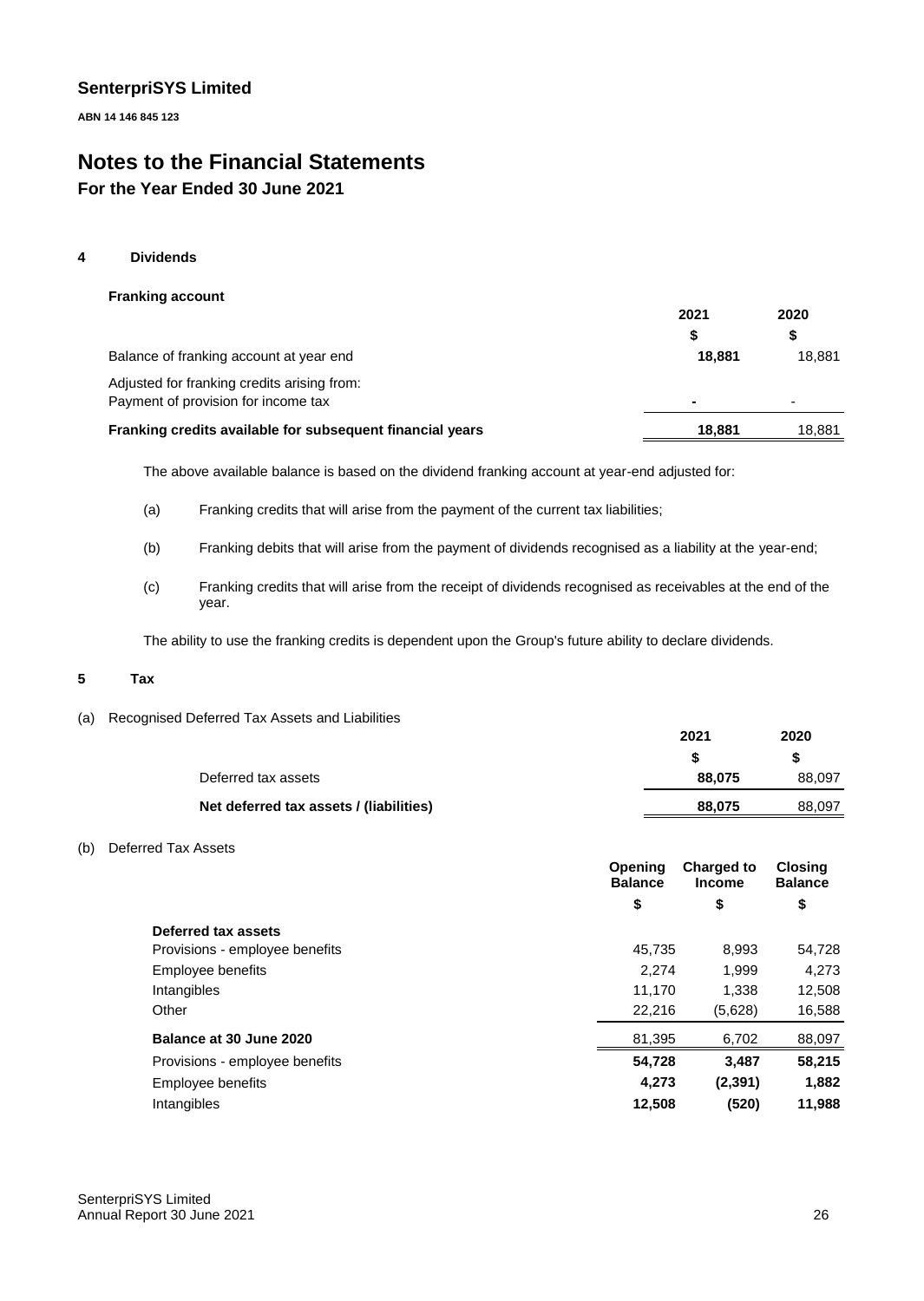**SenterpriSYS Limited**

**ABN 14 146 845 123**

# Notes to the Financial Statements

## For the Year Ended 30 June 2021

### 4 Dividends

**Franking account**

| | 2021 | 2020 |
|---|---|---|
| | $ | $ |
| Balance of franking account at year end | **18,881** | 18,881 |
| Adjusted for franking credits arising from: Payment of provision for income tax | **-** | - |
| **Franking credits available for subsequent financial years** | **18,881** | 18,881 |

The above available balance is based on the dividend franking account at year-end adjusted for:

(a) Franking credits that will arise from the payment of the current tax liabilities;

(b) Franking debits that will arise from the payment of dividends recognised as a liability at the year-end;

(c) Franking credits that will arise from the receipt of dividends recognised as receivables at the end of the year.

The ability to use the franking credits is dependent upon the Group's future ability to declare dividends.

### 5 Tax

(a) Recognised Deferred Tax Assets and Liabilities

| | 2021 | 2020 |
|---|---|---|
| | $ | $ |
| Deferred tax assets | **88,075** | 88,097 |
| **Net deferred tax assets / (liabilities)** | **88,075** | 88,097 |

(b) Deferred Tax Assets

| | Opening Balance | Charged to Income | Closing Balance |
|---|---|---|---|
| | $ | $ | $ |
| **Deferred tax assets** | | | |
| Provisions - employee benefits | 45,735 | 8,993 | 54,728 |
| Employee benefits | 2,274 | 1,999 | 4,273 |
| Intangibles | 11,170 | 1,338 | 12,508 |
| Other | 22,216 | (5,628) | 16,588 |
| **Balance at 30 June 2020** | 81,395 | 6,702 | 88,097 |
| Provisions - employee benefits | **54,728** | **3,487** | **58,215** |
| Employee benefits | **4,273** | **(2,391)** | **1,882** |
| Intangibles | **12,508** | **(520)** | **11,988** |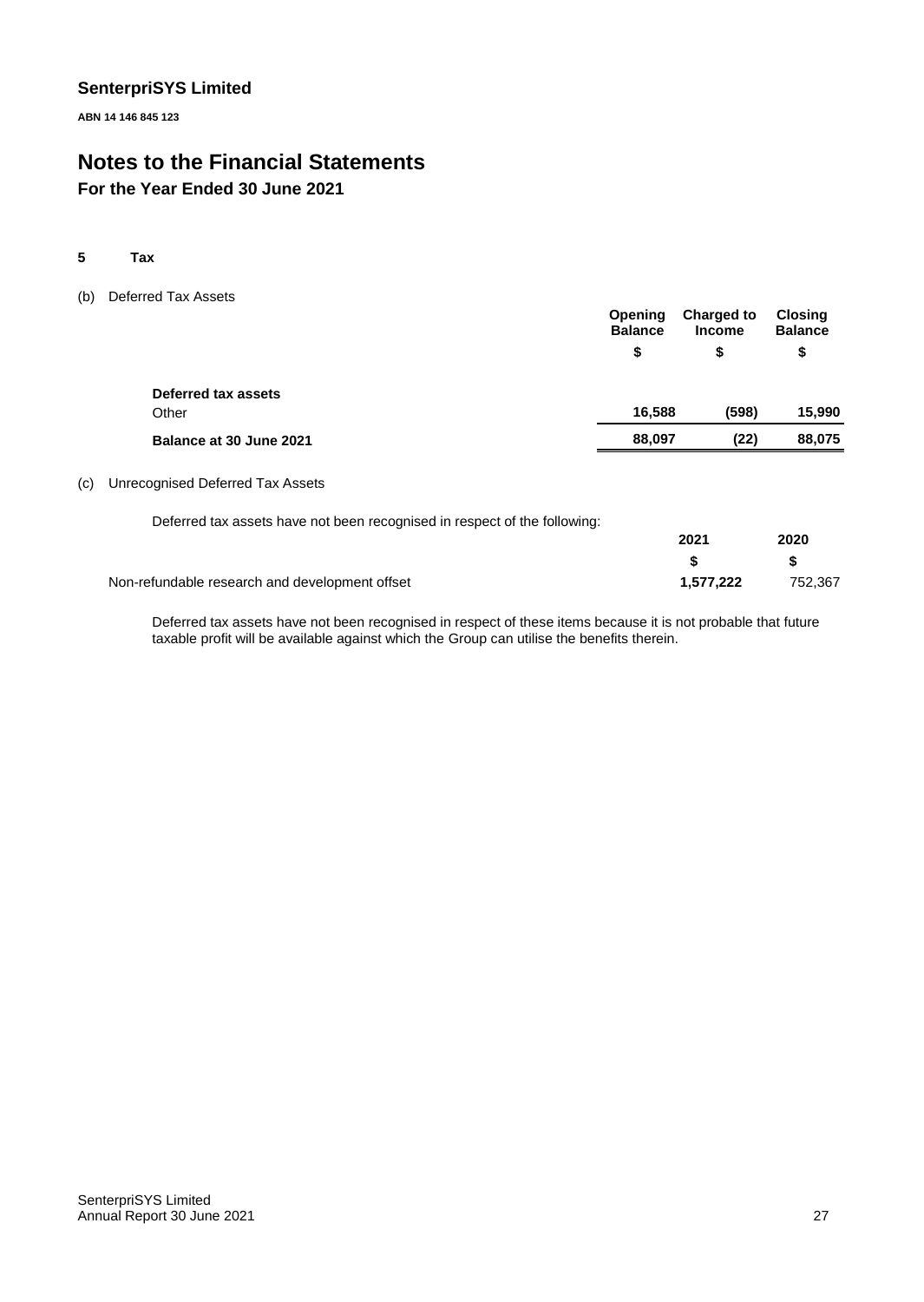**SenterpriSYS Limited**

**ABN 14 146 845 123**

# Notes to the Financial Statements

## For the Year Ended 30 June 2021

### 5 Tax

(b) Deferred Tax Assets

| | Opening Balance | Charged to Income | Closing Balance |
|---|---|---|---|
| | $ | $ | $ |
| **Deferred tax assets** | | | |
| Other | **16,588** | **(598)** | **15,990** |
| **Balance at 30 June 2021** | **88,097** | **(22)** | **88,075** |

(c) Unrecognised Deferred Tax Assets

Deferred tax assets have not been recognised in respect of the following:

| | 2021 | 2020 |
|---|---|---|
| | $ | $ |
| Non-refundable research and development offset | **1,577,222** | 752,367 |

Deferred tax assets have not been recognised in respect of these items because it is not probable that future taxable profit will be available against which the Group can utilise the benefits therein.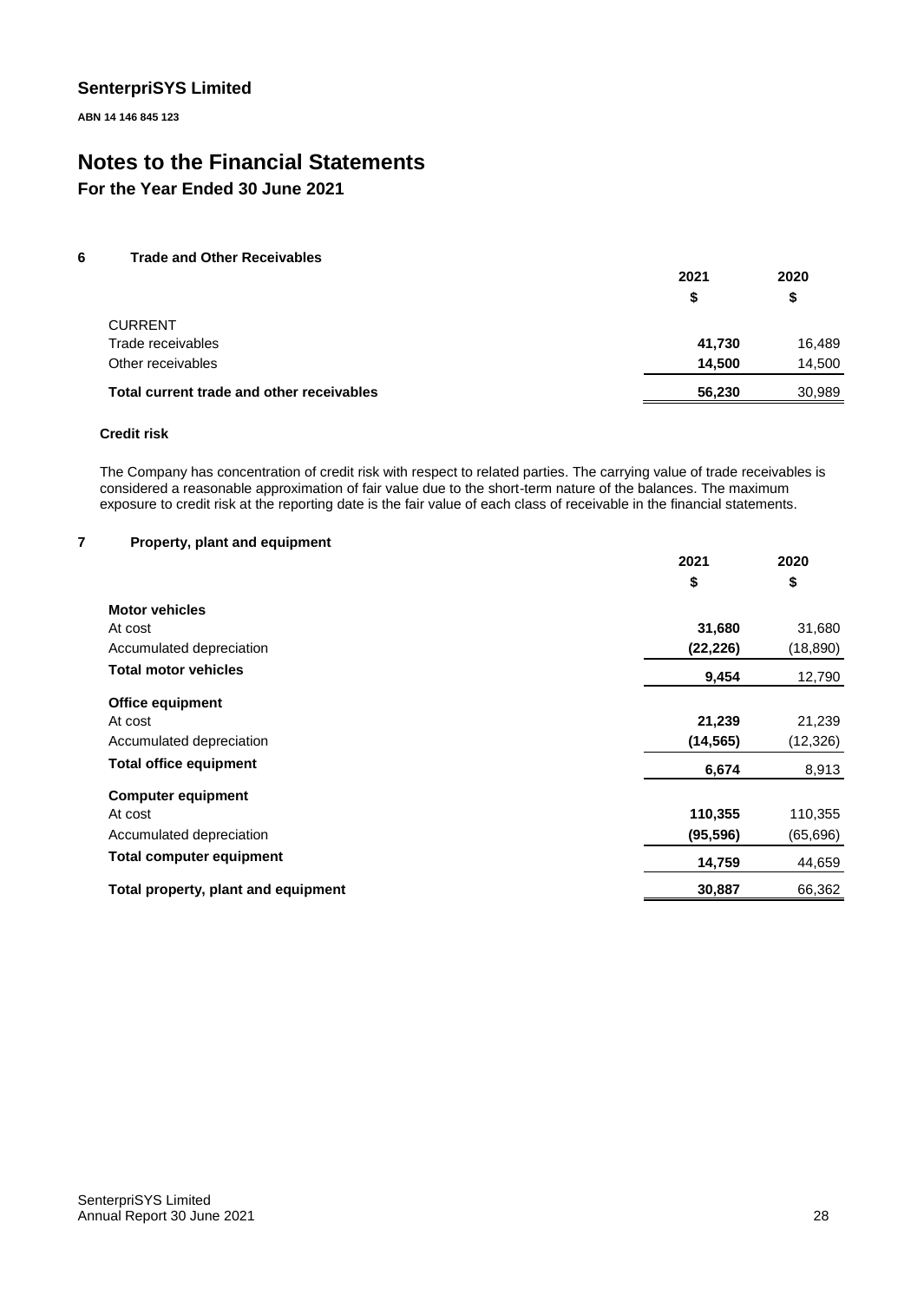**SenterpriSYS Limited**

**ABN 14 146 845 123**

# Notes to the Financial Statements

## For the Year Ended 30 June 2021

### 6 Trade and Other Receivables

| | 2021 | 2020 |
|---|---|---|
| | $ | $ |
| CURRENT | | |
| Trade receivables | **41,730** | 16,489 |
| Other receivables | **14,500** | 14,500 |
| **Total current trade and other receivables** | **56,230** | 30,989 |

**Credit risk**

The Company has concentration of credit risk with respect to related parties. The carrying value of trade receivables is considered a reasonable approximation of fair value due to the short-term nature of the balances. The maximum exposure to credit risk at the reporting date is the fair value of each class of receivable in the financial statements.

### 7 Property, plant and equipment

| | 2021 | 2020 |
|---|---|---|
| | $ | $ |
| **Motor vehicles** | | |
| At cost | **31,680** | 31,680 |
| Accumulated depreciation | **(22,226)** | (18,890) |
| **Total motor vehicles** | **9,454** | 12,790 |
| **Office equipment** | | |
| At cost | **21,239** | 21,239 |
| Accumulated depreciation | **(14,565)** | (12,326) |
| **Total office equipment** | **6,674** | 8,913 |
| **Computer equipment** | | |
| At cost | **110,355** | 110,355 |
| Accumulated depreciation | **(95,596)** | (65,696) |
| **Total computer equipment** | **14,759** | 44,659 |
| **Total property, plant and equipment** | **30,887** | 66,362 |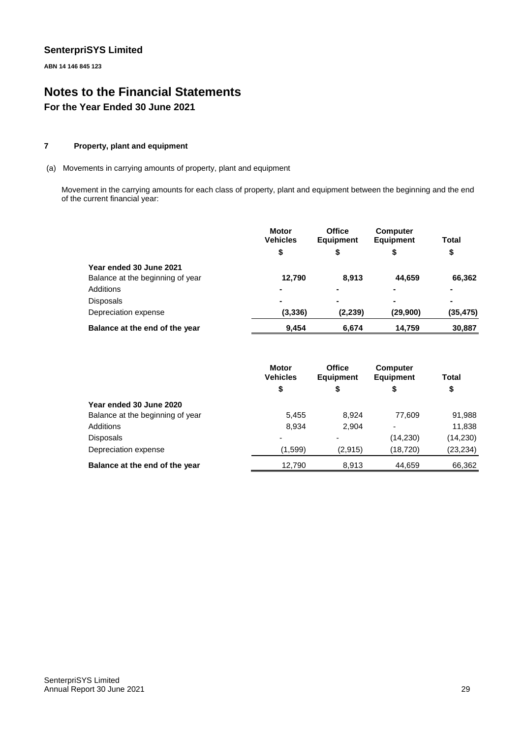## SenterpriSYS Limited

**ABN 14 146 845 123**

# Notes to the Financial Statements

## For the Year Ended 30 June 2021

### 7 Property, plant and equipment

(a) Movements in carrying amounts of property, plant and equipment

Movement in the carrying amounts for each class of property, plant and equipment between the beginning and the end of the current financial year:

| | Motor Vehicles | Office Equipment | Computer Equipment | Total |
|---|---|---|---|---|
| | $ | $ | $ | $ |
| **Year ended 30 June 2021** | | | | |
| Balance at the beginning of year | **12,790** | **8,913** | **44,659** | **66,362** |
| Additions | **-** | **-** | **-** | **-** |
| Disposals | **-** | **-** | **-** | **-** |
| Depreciation expense | **(3,336)** | **(2,239)** | **(29,900)** | **(35,475)** |
| **Balance at the end of the year** | **9,454** | **6,674** | **14,759** | **30,887** |

| | Motor Vehicles | Office Equipment | Computer Equipment | Total |
|---|---|---|---|---|
| | $ | $ | $ | $ |
| **Year ended 30 June 2020** | | | | |
| Balance at the beginning of year | 5,455 | 8,924 | 77,609 | 91,988 |
| Additions | 8,934 | 2,904 | - | 11,838 |
| Disposals | - | - | (14,230) | (14,230) |
| Depreciation expense | (1,599) | (2,915) | (18,720) | (23,234) |
| **Balance at the end of the year** | 12,790 | 8,913 | 44,659 | 66,362 |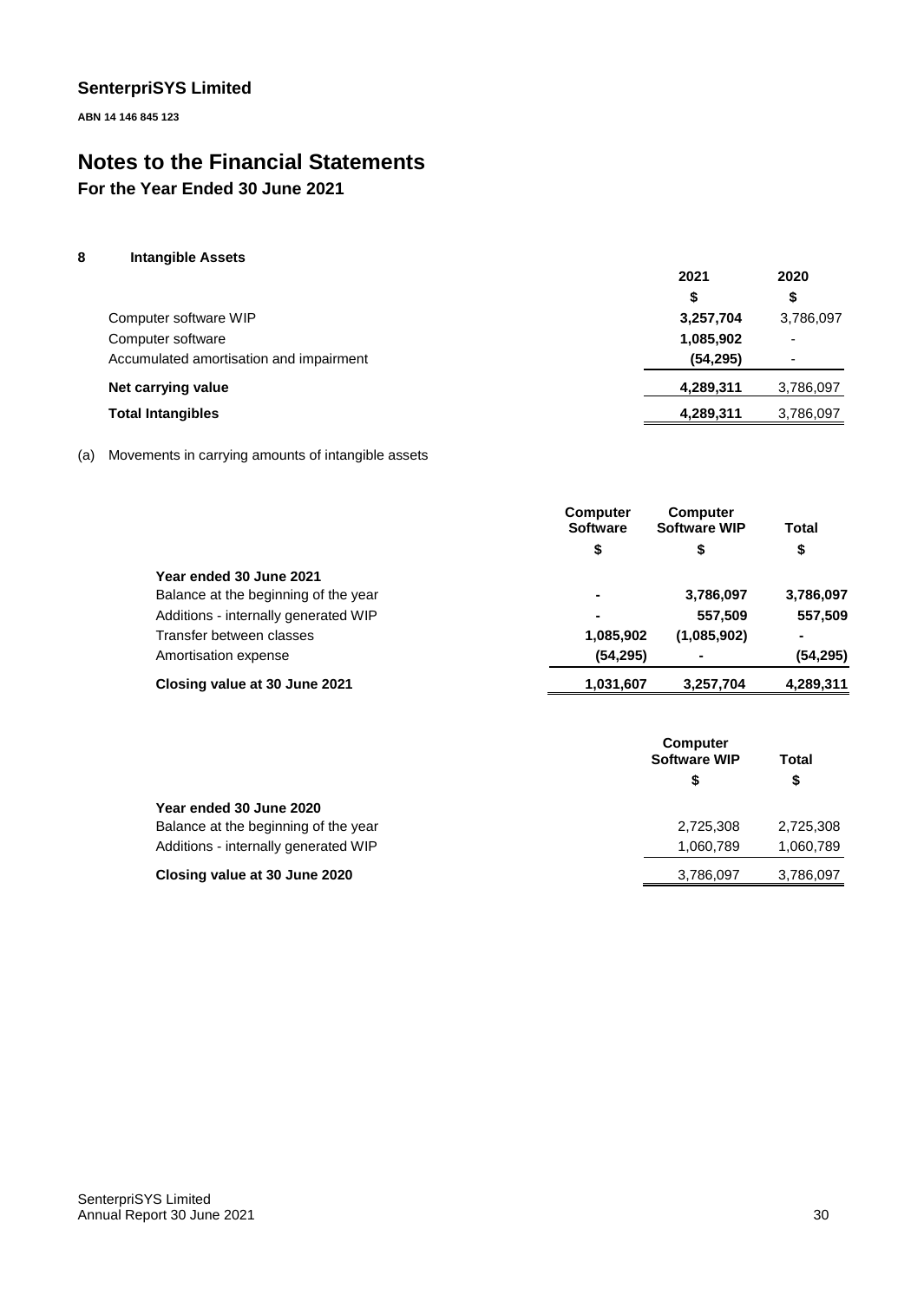# SenterpriSYS Limited

**ABN 14 146 845 123**

# Notes to the Financial Statements

## For the Year Ended 30 June 2021

### 8 Intangible Assets

| | 2021 | 2020 |
|---|---|---|
| | $ | $ |
| Computer software WIP | **3,257,704** | 3,786,097 |
| Computer software | **1,085,902** | - |
| Accumulated amortisation and impairment | **(54,295)** | - |
| **Net carrying value** | **4,289,311** | 3,786,097 |
| **Total Intangibles** | **4,289,311** | 3,786,097 |

(a) Movements in carrying amounts of intangible assets

| | Computer Software | Computer Software WIP | Total |
|---|---|---|---|
| | $ | $ | $ |
| **Year ended 30 June 2021** | | | |
| Balance at the beginning of the year | **-** | **3,786,097** | **3,786,097** |
| Additions - internally generated WIP | **-** | **557,509** | **557,509** |
| Transfer between classes | **1,085,902** | **(1,085,902)** | **-** |
| Amortisation expense | **(54,295)** | **-** | **(54,295)** |
| **Closing value at 30 June 2021** | **1,031,607** | **3,257,704** | **4,289,311** |

| | Computer Software WIP | Total |
|---|---|---|
| | $ | $ |
| **Year ended 30 June 2020** | | |
| Balance at the beginning of the year | 2,725,308 | 2,725,308 |
| Additions - internally generated WIP | 1,060,789 | 1,060,789 |
| **Closing value at 30 June 2020** | 3,786,097 | 3,786,097 |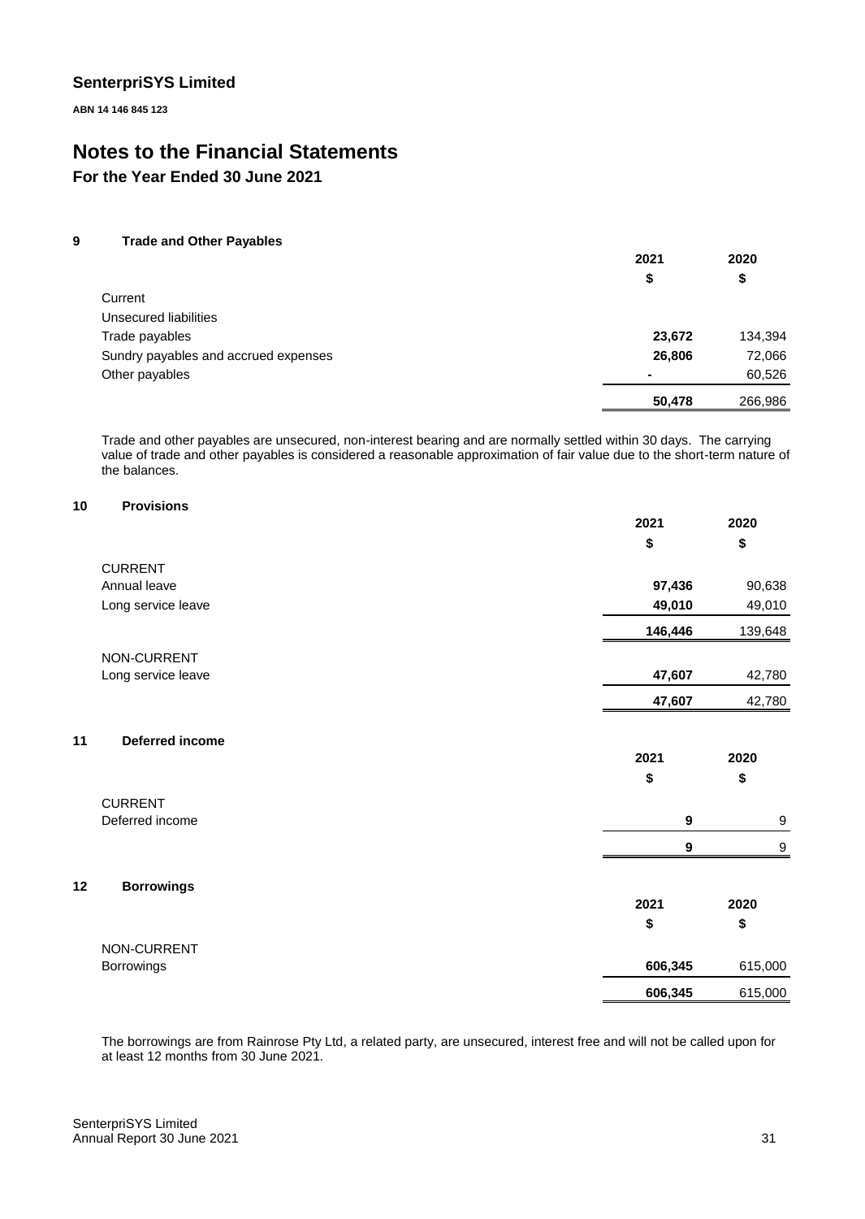SenterpriSYS Limited

**ABN 14 146 845 123**

# Notes to the Financial Statements

## For the Year Ended 30 June 2021

### 9 Trade and Other Payables

| | 2021 | 2020 |
|---|---|---|
| | $ | $ |
| Current | | |
| Unsecured liabilities | | |
| Trade payables | **23,672** | 134,394 |
| Sundry payables and accrued expenses | **26,806** | 72,066 |
| Other payables | **-** | 60,526 |
| | **50,478** | 266,986 |

Trade and other payables are unsecured, non-interest bearing and are normally settled within 30 days. The carrying value of trade and other payables is considered a reasonable approximation of fair value due to the short-term nature of the balances.

### 10 Provisions

| | 2021 | 2020 |
|---|---|---|
| | $ | $ |
| CURRENT | | |
| Annual leave | **97,436** | 90,638 |
| Long service leave | **49,010** | 49,010 |
| | **146,446** | 139,648 |
| NON-CURRENT | | |
| Long service leave | **47,607** | 42,780 |
| | **47,607** | 42,780 |

### 11 Deferred income

| | 2021 | 2020 |
|---|---|---|
| | $ | $ |
| CURRENT | | |
| Deferred income | **9** | 9 |
| | **9** | 9 |

### 12 Borrowings

| | 2021 | 2020 |
|---|---|---|
| | $ | $ |
| NON-CURRENT | | |
| Borrowings | **606,345** | 615,000 |
| | **606,345** | 615,000 |

The borrowings are from Rainrose Pty Ltd, a related party, are unsecured, interest free and will not be called upon for at least 12 months from 30 June 2021.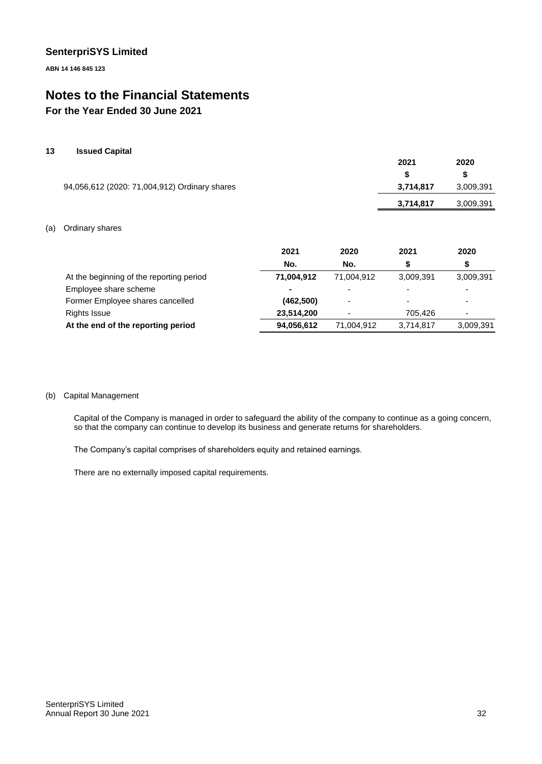## SenterpriSYS Limited

**ABN 14 146 845 123**

# Notes to the Financial Statements

### For the Year Ended 30 June 2021

**13 Issued Capital**

| | 2021 | 2020 |
|---|---|---|
| | $ | $ |
| 94,056,612 (2020: 71,004,912) Ordinary shares | **3,714,817** | 3,009,391 |
| | **3,714,817** | 3,009,391 |

(a) Ordinary shares

| | 2021 | 2020 | 2021 | 2020 |
|---|---|---|---|---|
| | No. | No. | $ | $ |
| At the beginning of the reporting period | **71,004,912** | 71,004,912 | 3,009,391 | 3,009,391 |
| Employee share scheme | **-** | - | - | - |
| Former Employee shares cancelled | **(462,500)** | - | - | - |
| Rights Issue | **23,514,200** | - | 705,426 | - |
| **At the end of the reporting period** | **94,056,612** | 71,004,912 | 3,714,817 | 3,009,391 |

(b) Capital Management

Capital of the Company is managed in order to safeguard the ability of the company to continue as a going concern, so that the company can continue to develop its business and generate returns for shareholders.

The Company's capital comprises of shareholders equity and retained earnings.

There are no externally imposed capital requirements.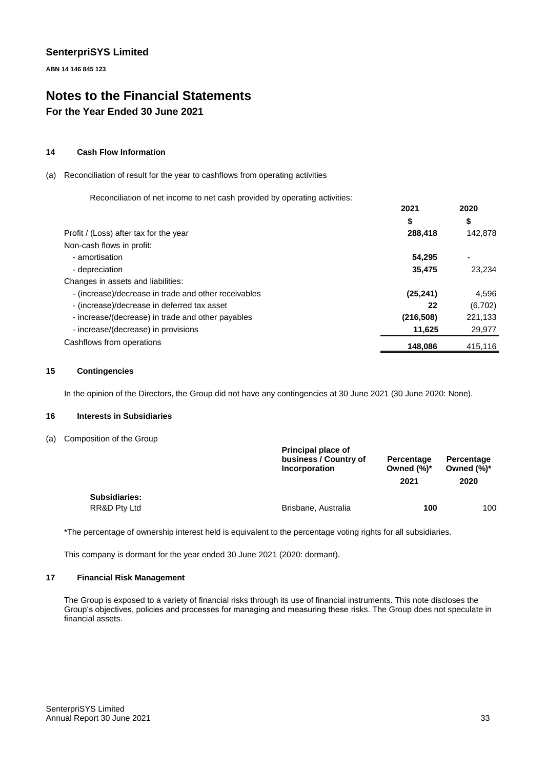# SenterpriSYS Limited

**ABN 14 146 845 123**

# Notes to the Financial Statements

## For the Year Ended 30 June 2021

### 14 Cash Flow Information

(a) Reconciliation of result for the year to cashflows from operating activities

Reconciliation of net income to net cash provided by operating activities:

| | 2021 | 2020 |
|---|---|---|
| | $ | $ |
| Profit / (Loss) after tax for the year | **288,418** | 142,878 |
| Non-cash flows in profit: | | |
| - amortisation | **54,295** | - |
| - depreciation | **35,475** | 23,234 |
| Changes in assets and liabilities: | | |
| - (increase)/decrease in trade and other receivables | **(25,241)** | 4,596 |
| - (increase)/decrease in deferred tax asset | **22** | (6,702) |
| - increase/(decrease) in trade and other payables | **(216,508)** | 221,133 |
| - increase/(decrease) in provisions | **11,625** | 29,977 |
| Cashflows from operations | **148,086** | 415,116 |

### 15 Contingencies

In the opinion of the Directors, the Group did not have any contingencies at 30 June 2021 (30 June 2020: None).

### 16 Interests in Subsidiaries

(a) Composition of the Group

| | Principal place of business / Country of Incorporation | Percentage Owned (%)* | Percentage Owned (%)* |
|---|---|---|---|
| | | 2021 | 2020 |
| **Subsidiaries:** | | | |
| RR&D Pty Ltd | Brisbane, Australia | **100** | 100 |

*The percentage of ownership interest held is equivalent to the percentage voting rights for all subsidiaries.

This company is dormant for the year ended 30 June 2021 (2020: dormant).

### 17 Financial Risk Management

The Group is exposed to a variety of financial risks through its use of financial instruments. This note discloses the Group's objectives, policies and processes for managing and measuring these risks. The Group does not speculate in financial assets.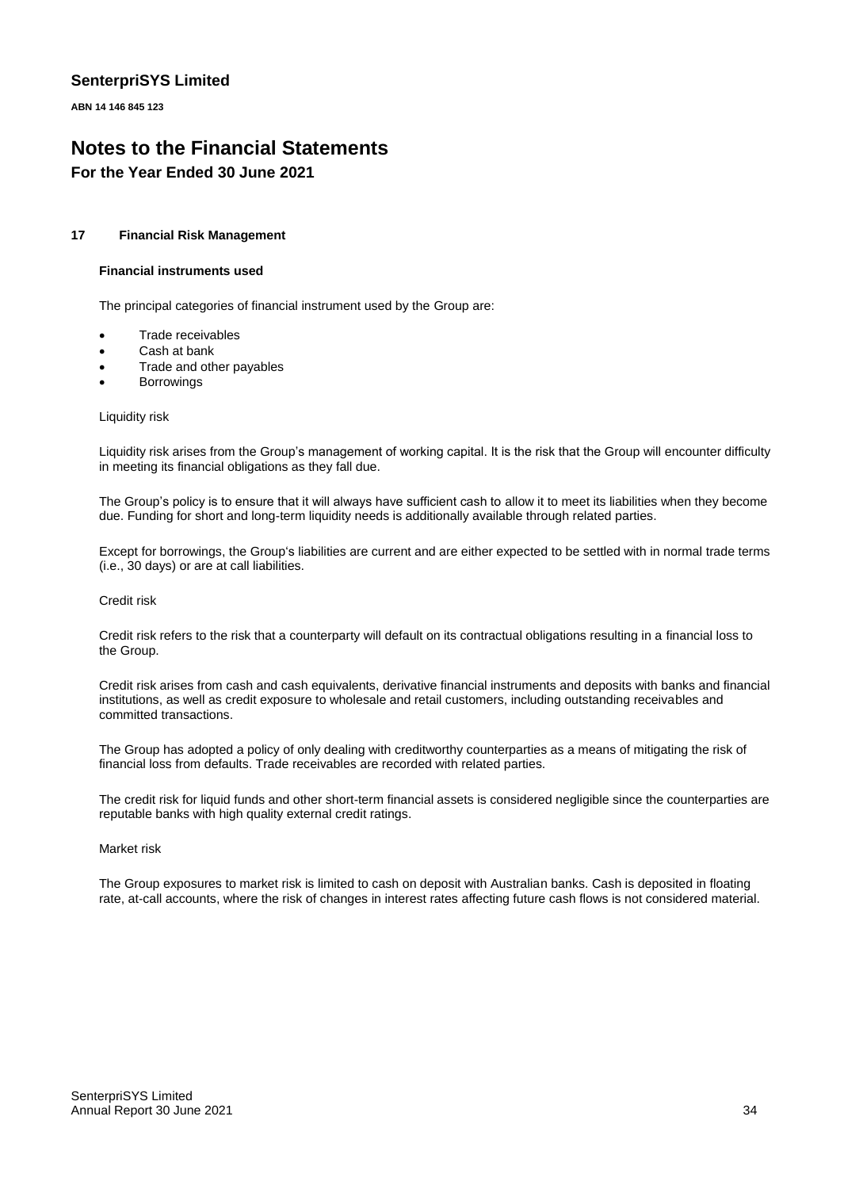## 17 Financial Risk Management

### Financial instruments used

The principal categories of financial instrument used by the Group are:

- Trade receivables
- Cash at bank
- Trade and other payables
- Borrowings

Liquidity risk

Liquidity risk arises from the Group's management of working capital. It is the risk that the Group will encounter difficulty in meeting its financial obligations as they fall due.

The Group's policy is to ensure that it will always have sufficient cash to allow it to meet its liabilities when they become due. Funding for short and long-term liquidity needs is additionally available through related parties.

Except for borrowings, the Group's liabilities are current and are either expected to be settled with in normal trade terms (i.e., 30 days) or are at call liabilities.

Credit risk

Credit risk refers to the risk that a counterparty will default on its contractual obligations resulting in a financial loss to the Group.

Credit risk arises from cash and cash equivalents, derivative financial instruments and deposits with banks and financial institutions, as well as credit exposure to wholesale and retail customers, including outstanding receivables and committed transactions.

The Group has adopted a policy of only dealing with creditworthy counterparties as a means of mitigating the risk of financial loss from defaults. Trade receivables are recorded with related parties.

The credit risk for liquid funds and other short-term financial assets is considered negligible since the counterparties are reputable banks with high quality external credit ratings.

Market risk

The Group exposures to market risk is limited to cash on deposit with Australian banks. Cash is deposited in floating rate, at-call accounts, where the risk of changes in interest rates affecting future cash flows is not considered material.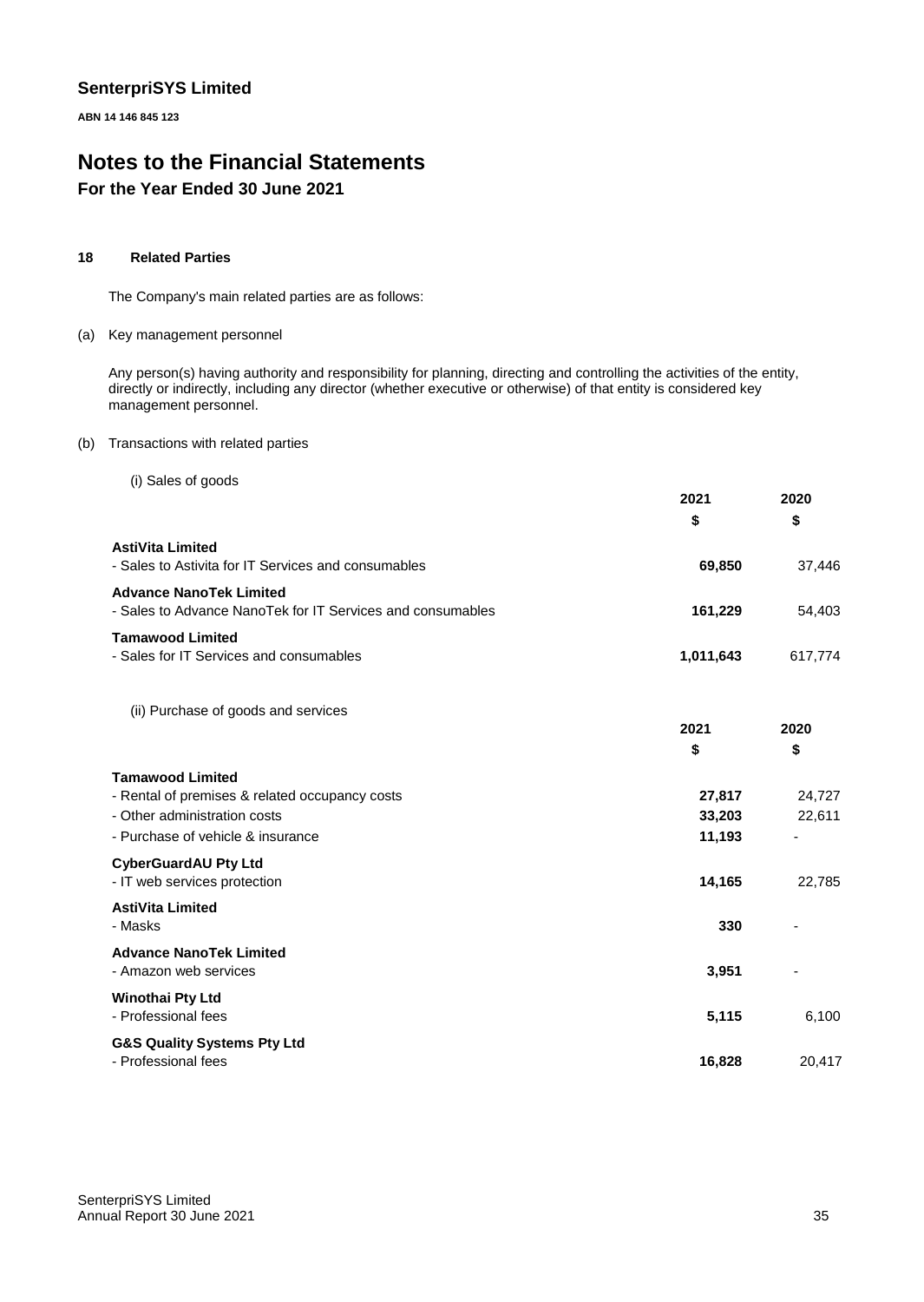# SenterpriSYS Limited

**ABN 14 146 845 123**

# Notes to the Financial Statements

## For the Year Ended 30 June 2021

### 18 Related Parties

The Company's main related parties are as follows:

(a) Key management personnel

Any person(s) having authority and responsibility for planning, directing and controlling the activities of the entity, directly or indirectly, including any director (whether executive or otherwise) of that entity is considered key management personnel.

(b) Transactions with related parties

(i) Sales of goods

| | 2021 | 2020 |
|---|---|---|
| | $ | $ |
| **AstiVita Limited** | | |
| - Sales to Astivita for IT Services and consumables | **69,850** | 37,446 |
| **Advance NanoTek Limited** | | |
| - Sales to Advance NanoTek for IT Services and consumables | **161,229** | 54,403 |
| **Tamawood Limited** | | |
| - Sales for IT Services and consumables | **1,011,643** | 617,774 |

(ii) Purchase of goods and services

| | 2021 | 2020 |
|---|---|---|
| | $ | $ |
| **Tamawood Limited** | | |
| - Rental of premises & related occupancy costs | **27,817** | 24,727 |
| - Other administration costs | **33,203** | 22,611 |
| - Purchase of vehicle & insurance | **11,193** | - |
| **CyberGuardAU Pty Ltd** | | |
| - IT web services protection | **14,165** | 22,785 |
| **AstiVita Limited** | | |
| - Masks | **330** | - |
| **Advance NanoTek Limited** | | |
| - Amazon web services | **3,951** | - |
| **Winothai Pty Ltd** | | |
| - Professional fees | **5,115** | 6,100 |
| **G&S Quality Systems Pty Ltd** | | |
| - Professional fees | **16,828** | 20,417 |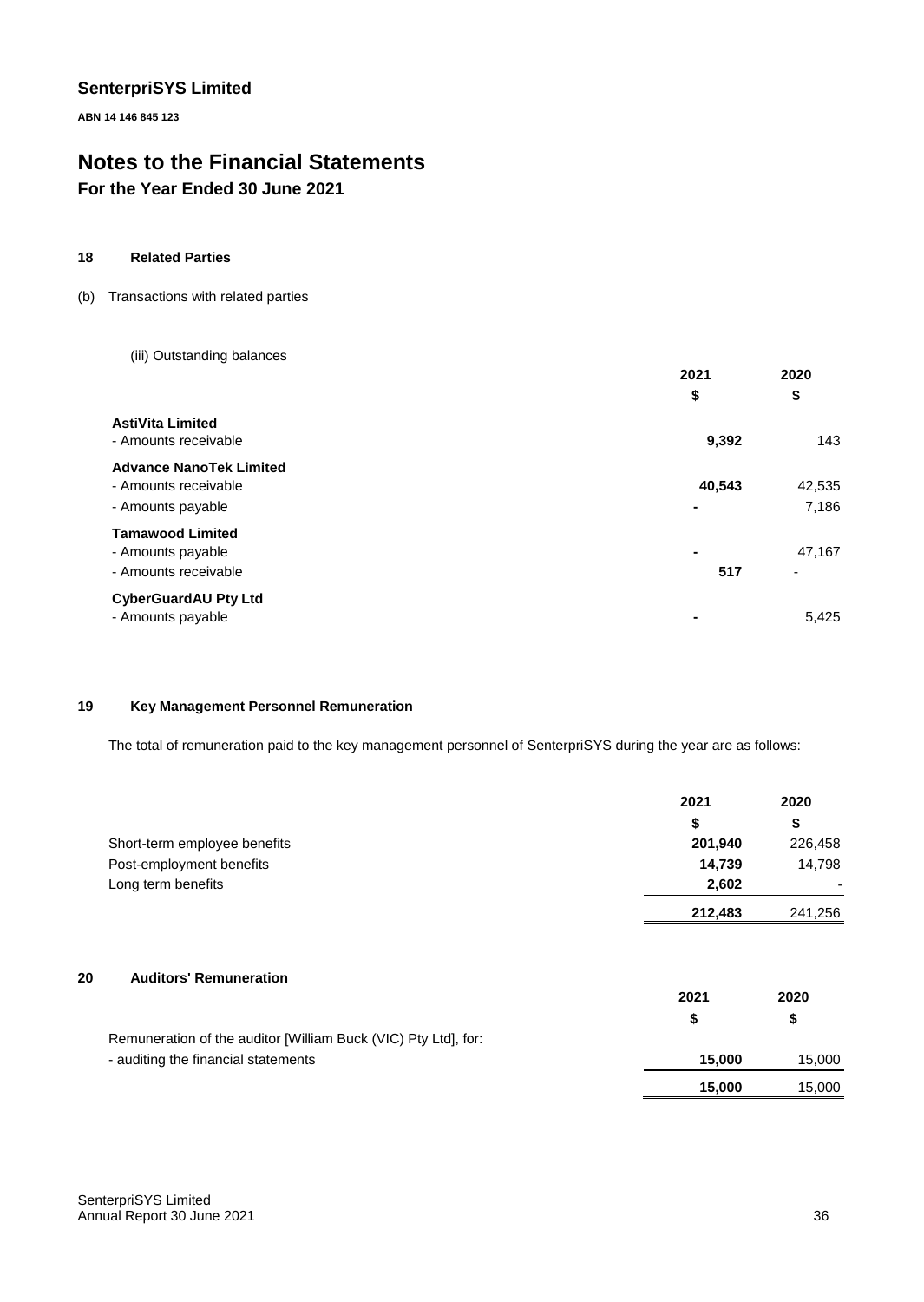**SenterpriSYS Limited**

**ABN 14 146 845 123**

# Notes to the Financial Statements

## For the Year Ended 30 June 2021

### 18 Related Parties

(b) Transactions with related parties

(iii) Outstanding balances

| | 2021 | 2020 |
|---|---|---|
| | $ | $ |
| **AstiVita Limited** | | |
| - Amounts receivable | **9,392** | 143 |
| **Advance NanoTek Limited** | | |
| - Amounts receivable | **40,543** | 42,535 |
| - Amounts payable | **-** | 7,186 |
| **Tamawood Limited** | | |
| - Amounts payable | **-** | 47,167 |
| - Amounts receivable | **517** | - |
| **CyberGuardAU Pty Ltd** | | |
| - Amounts payable | **-** | 5,425 |

### 19 Key Management Personnel Remuneration

The total of remuneration paid to the key management personnel of SenterpriSYS during the year are as follows:

| | 2021 | 2020 |
|---|---|---|
| | $ | $ |
| Short-term employee benefits | **201,940** | 226,458 |
| Post-employment benefits | **14,739** | 14,798 |
| Long term benefits | **2,602** | - |
| | **212,483** | 241,256 |

### 20 Auditors' Remuneration

| | 2021 | 2020 |
|---|---|---|
| | $ | $ |
| Remuneration of the auditor [William Buck (VIC) Pty Ltd], for: | | |
| - auditing the financial statements | **15,000** | 15,000 |
| | **15,000** | 15,000 |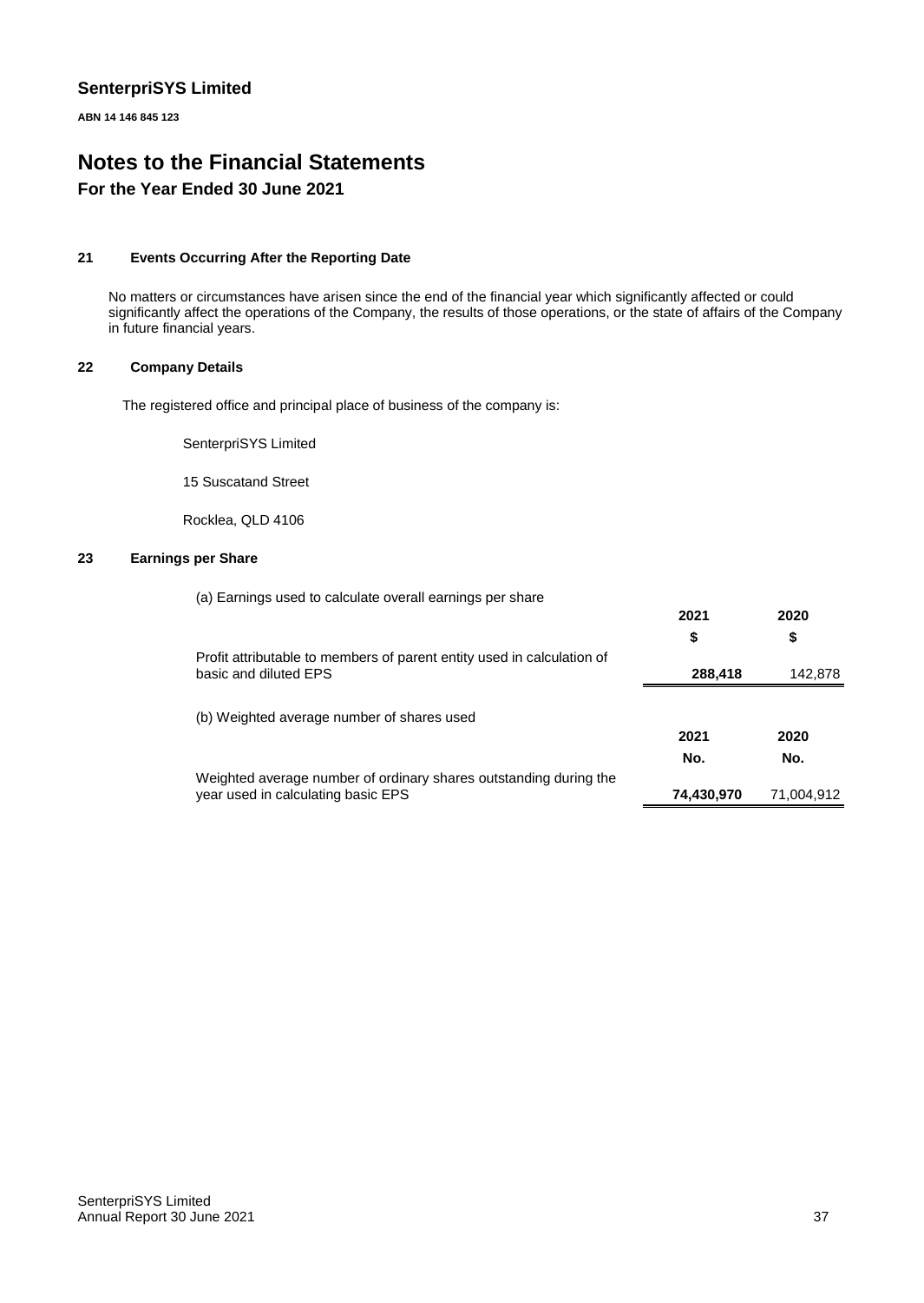# Notes to the Financial Statements

## For the Year Ended 30 June 2021

### 21 Events Occurring After the Reporting Date

No matters or circumstances have arisen since the end of the financial year which significantly affected or could significantly affect the operations of the Company, the results of those operations, or the state of affairs of the Company in future financial years.

### 22 Company Details

The registered office and principal place of business of the company is:

SenterpriSYS Limited

15 Suscatand Street

Rocklea, QLD 4106

### 23 Earnings per Share

(a) Earnings used to calculate overall earnings per share

| | 2021 | 2020 |
|---|---|---|
| | $ | $ |
| Profit attributable to members of parent entity used in calculation of basic and diluted EPS | **288,418** | 142,878 |

(b) Weighted average number of shares used

| | 2021 | 2020 |
|---|---|---|
| | No. | No. |
| Weighted average number of ordinary shares outstanding during the year used in calculating basic EPS | **74,430,970** | 71,004,912 |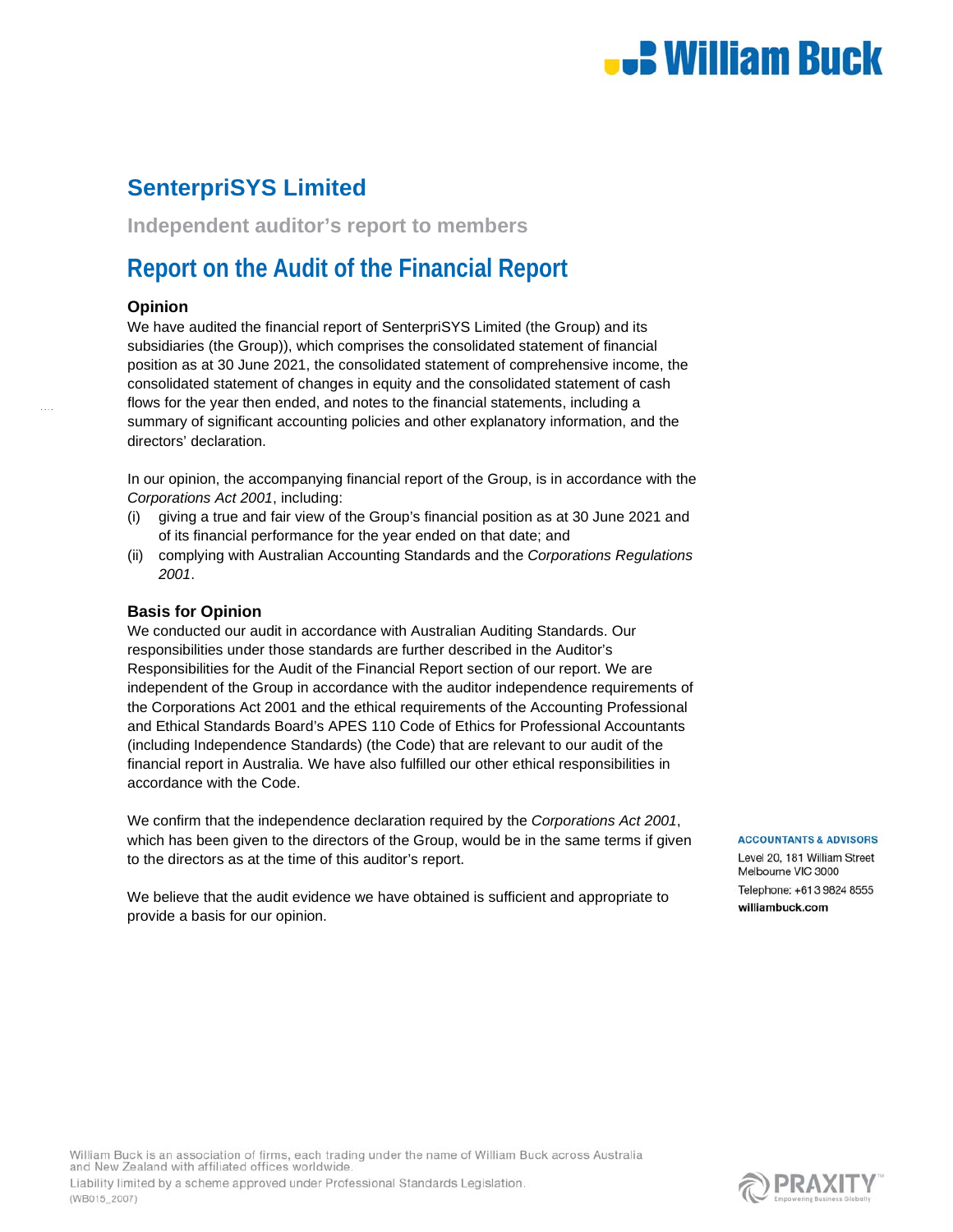**William Buck**

## SenterpriSYS Limited

### Independent auditor's report to members

# Report on the Audit of the Financial Report

### Opinion

We have audited the financial report of SenterpriSYS Limited (the Group) and its subsidiaries (the Group)), which comprises the consolidated statement of financial position as at 30 June 2021, the consolidated statement of comprehensive income, the consolidated statement of changes in equity and the consolidated statement of cash flows for the year then ended, and notes to the financial statements, including a summary of significant accounting policies and other explanatory information, and the directors' declaration.

In our opinion, the accompanying financial report of the Group, is in accordance with the *Corporations Act 2001*, including:

(i) giving a true and fair view of the Group's financial position as at 30 June 2021 and of its financial performance for the year ended on that date; and

(ii) complying with Australian Accounting Standards and the *Corporations Regulations 2001*.

### Basis for Opinion

We conducted our audit in accordance with Australian Auditing Standards. Our responsibilities under those standards are further described in the Auditor's Responsibilities for the Audit of the Financial Report section of our report. We are independent of the Group in accordance with the auditor independence requirements of the Corporations Act 2001 and the ethical requirements of the Accounting Professional and Ethical Standards Board's APES 110 Code of Ethics for Professional Accountants (including Independence Standards) (the Code) that are relevant to our audit of the financial report in Australia. We have also fulfilled our other ethical responsibilities in accordance with the Code.

We confirm that the independence declaration required by the *Corporations Act 2001*, which has been given to the directors of the Group, would be in the same terms if given to the directors as at the time of this auditor's report.

We believe that the audit evidence we have obtained is sufficient and appropriate to provide a basis for our opinion.

**ACCOUNTANTS & ADVISORS**
Level 20, 181 William Street
Melbourne VIC 3000
Telephone: +61 3 9824 8555
**williambuck.com**

William Buck is an association of firms, each trading under the name of William Buck across Australia and New Zealand with affiliated offices worldwide.
Liability limited by a scheme approved under Professional Standards Legislation.
(WB015_2007)

PRAXITY™ Empowering Business Globally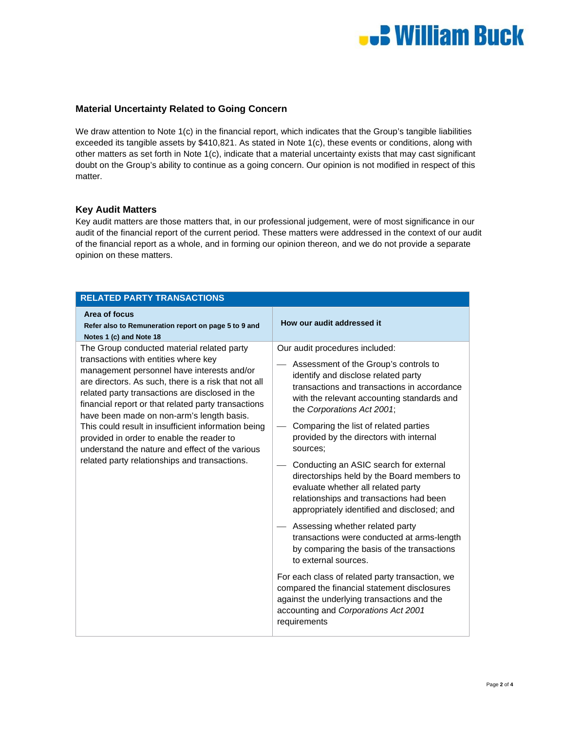## Material Uncertainty Related to Going Concern

We draw attention to Note 1(c) in the financial report, which indicates that the Group's tangible liabilities exceeded its tangible assets by $410,821. As stated in Note 1(c), these events or conditions, along with other matters as set forth in Note 1(c), indicate that a material uncertainty exists that may cast significant doubt on the Group's ability to continue as a going concern. Our opinion is not modified in respect of this matter.

## Key Audit Matters

Key audit matters are those matters that, in our professional judgement, were of most significance in our audit of the financial report of the current period. These matters were addressed in the context of our audit of the financial report as a whole, and in forming our opinion thereon, and we do not provide a separate opinion on these matters.

| RELATED PARTY TRANSACTIONS | |
|---|---|
| **Area of focus**<br>**Refer also to Remuneration report on page 5 to 9 and Notes 1 (c) and Note 18** | **How our audit addressed it** |
| The Group conducted material related party transactions with entities where key management personnel have interests and/or are directors. As such, there is a risk that not all related party transactions are disclosed in the financial report or that related party transactions have been made on non-arm's length basis. This could result in insufficient information being provided in order to enable the reader to understand the nature and effect of the various related party relationships and transactions. | Our audit procedures included:<br>— Assessment of the Group's controls to identify and disclose related party transactions and transactions in accordance with the relevant accounting standards and the *Corporations Act 2001*;<br>— Comparing the list of related parties provided by the directors with internal sources;<br>— Conducting an ASIC search for external directorships held by the Board members to evaluate whether all related party relationships and transactions had been appropriately identified and disclosed; and<br>— Assessing whether related party transactions were conducted at arms-length by comparing the basis of the transactions to external sources.<br><br>For each class of related party transaction, we compared the financial statement disclosures against the underlying transactions and the accounting and *Corporations Act 2001* requirements |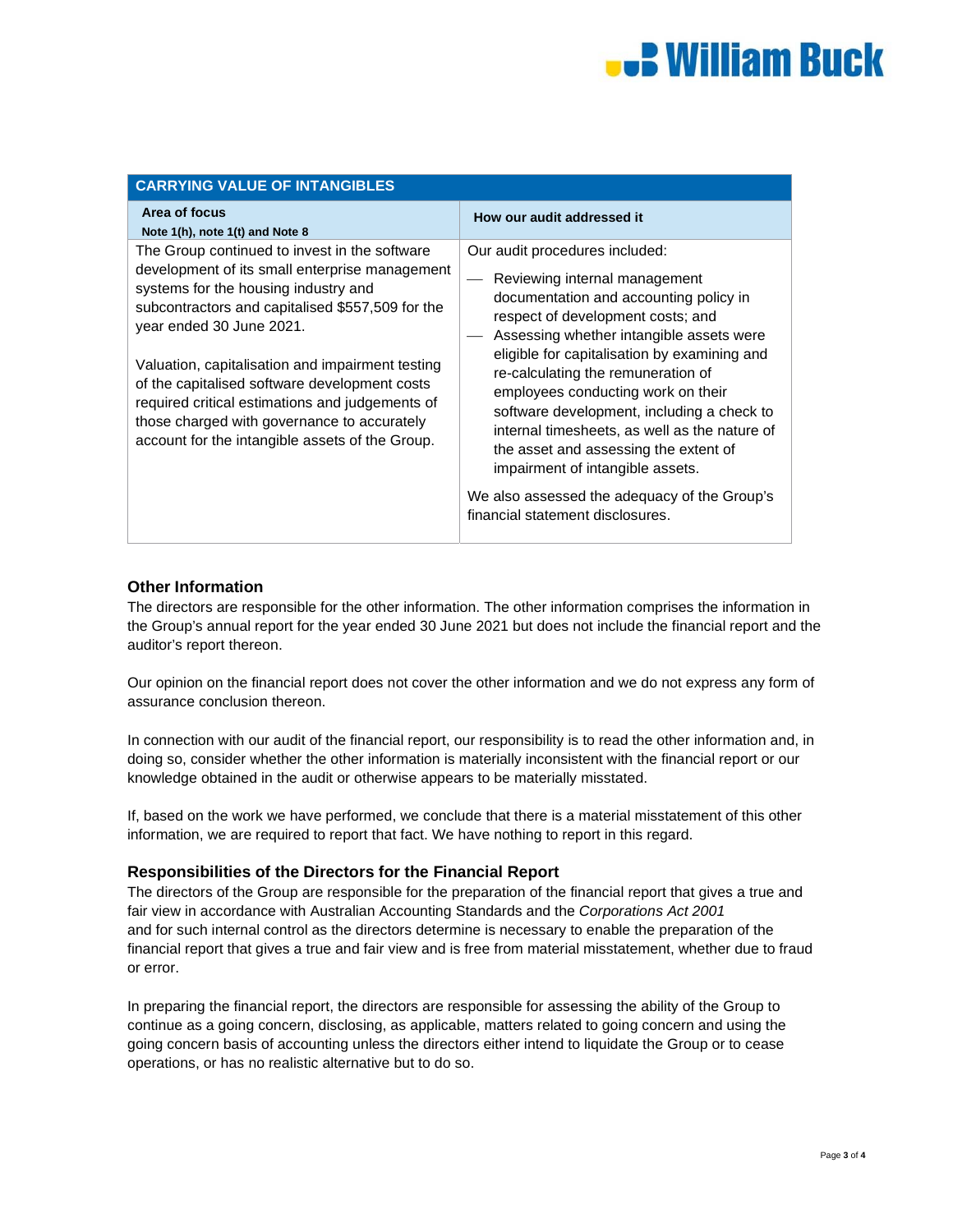| CARRYING VALUE OF INTANGIBLES | |
|---|---|
| **Area of focus**<br>**Note 1(h), note 1(t) and Note 8** | **How our audit addressed it** |
| The Group continued to invest in the software development of its small enterprise management systems for the housing industry and subcontractors and capitalised $557,509 for the year ended 30 June 2021.<br><br>Valuation, capitalisation and impairment testing of the capitalised software development costs required critical estimations and judgements of those charged with governance to accurately account for the intangible assets of the Group. | Our audit procedures included:<br>— Reviewing internal management documentation and accounting policy in respect of development costs; and<br>— Assessing whether intangible assets were eligible for capitalisation by examining and re-calculating the remuneration of employees conducting work on their software development, including a check to internal timesheets, as well as the nature of the asset and assessing the extent of impairment of intangible assets.<br><br>We also assessed the adequacy of the Group's financial statement disclosures. |

### Other Information

The directors are responsible for the other information. The other information comprises the information in the Group's annual report for the year ended 30 June 2021 but does not include the financial report and the auditor's report thereon.

Our opinion on the financial report does not cover the other information and we do not express any form of assurance conclusion thereon.

In connection with our audit of the financial report, our responsibility is to read the other information and, in doing so, consider whether the other information is materially inconsistent with the financial report or our knowledge obtained in the audit or otherwise appears to be materially misstated.

If, based on the work we have performed, we conclude that there is a material misstatement of this other information, we are required to report that fact. We have nothing to report in this regard.

### Responsibilities of the Directors for the Financial Report

The directors of the Group are responsible for the preparation of the financial report that gives a true and fair view in accordance with Australian Accounting Standards and the *Corporations Act 2001* and for such internal control as the directors determine is necessary to enable the preparation of the financial report that gives a true and fair view and is free from material misstatement, whether due to fraud or error.

In preparing the financial report, the directors are responsible for assessing the ability of the Group to continue as a going concern, disclosing, as applicable, matters related to going concern and using the going concern basis of accounting unless the directors either intend to liquidate the Group or to cease operations, or has no realistic alternative but to do so.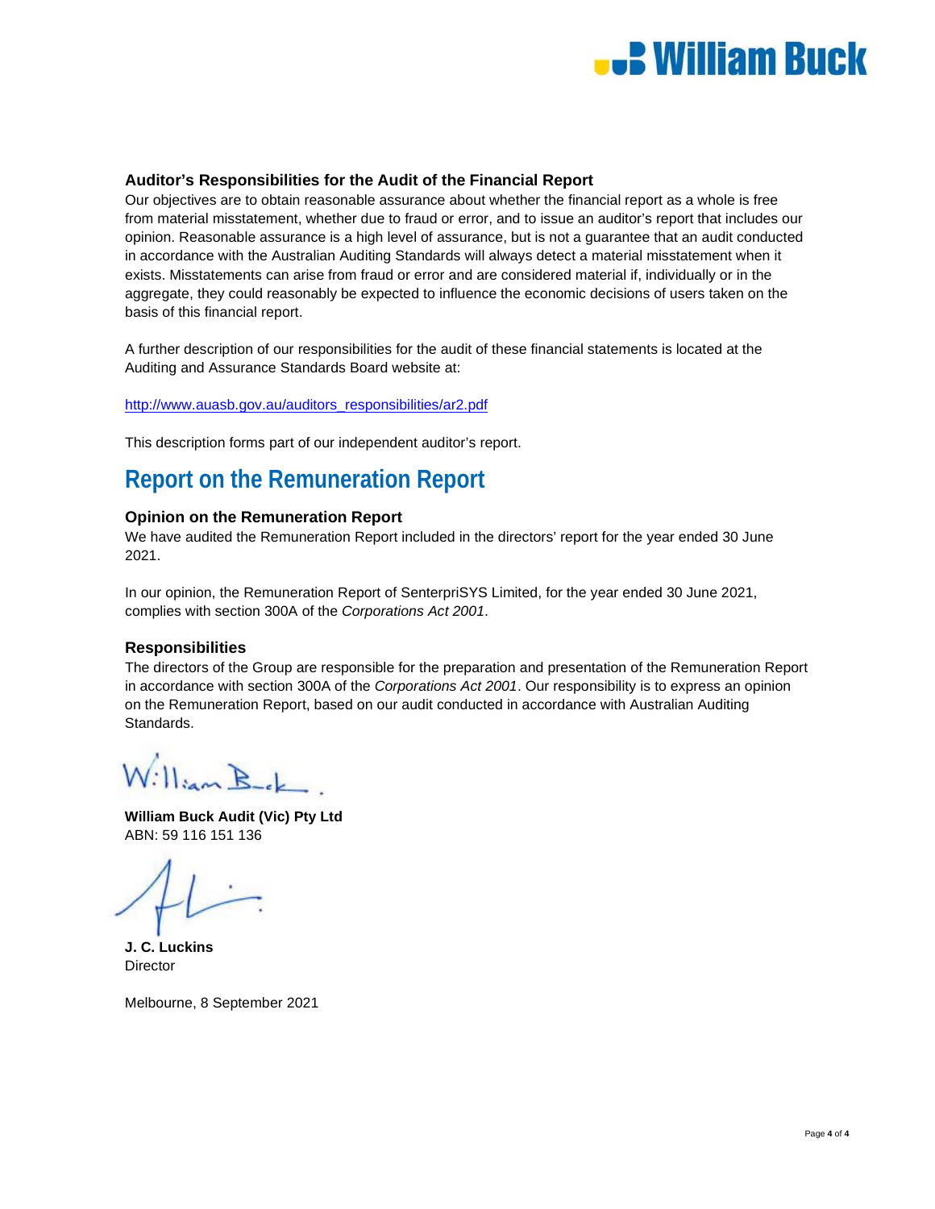### Auditor's Responsibilities for the Audit of the Financial Report

Our objectives are to obtain reasonable assurance about whether the financial report as a whole is free from material misstatement, whether due to fraud or error, and to issue an auditor's report that includes our opinion. Reasonable assurance is a high level of assurance, but is not a guarantee that an audit conducted in accordance with the Australian Auditing Standards will always detect a material misstatement when it exists. Misstatements can arise from fraud or error and are considered material if, individually or in the aggregate, they could reasonably be expected to influence the economic decisions of users taken on the basis of this financial report.

A further description of our responsibilities for the audit of these financial statements is located at the Auditing and Assurance Standards Board website at:

http://www.auasb.gov.au/auditors_responsibilities/ar2.pdf

This description forms part of our independent auditor's report.

## Report on the Remuneration Report

### Opinion on the Remuneration Report

We have audited the Remuneration Report included in the directors' report for the year ended 30 June 2021.

In our opinion, the Remuneration Report of SenterpriSYS Limited, for the year ended 30 June 2021, complies with section 300A of the *Corporations Act 2001*.

### Responsibilities

The directors of the Group are responsible for the preparation and presentation of the Remuneration Report in accordance with section 300A of the *Corporations Act 2001*. Our responsibility is to express an opinion on the Remuneration Report, based on our audit conducted in accordance with Australian Auditing Standards.

William Buck

**William Buck Audit (Vic) Pty Ltd**
ABN: 59 116 151 136

**J. C. Luckins**
Director

Melbourne, 8 September 2021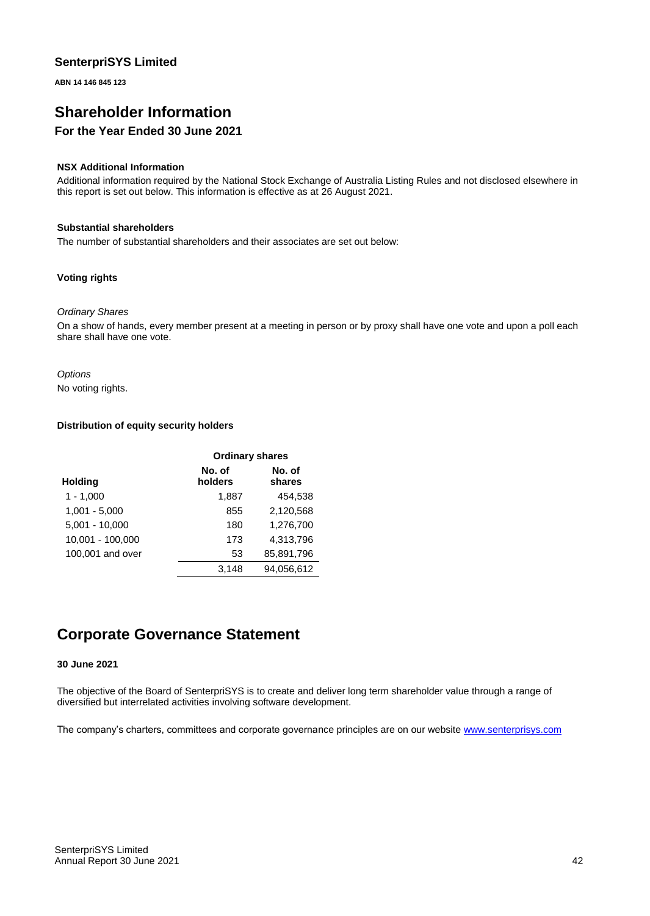**SenterpriSYS Limited**

**ABN 14 146 845 123**

# Shareholder Information

## For the Year Ended 30 June 2021

### NSX Additional Information

Additional information required by the National Stock Exchange of Australia Listing Rules and not disclosed elsewhere in this report is set out below. This information is effective as at 26 August 2021.

### Substantial shareholders

The number of substantial shareholders and their associates are set out below:

### Voting rights

*Ordinary Shares*

On a show of hands, every member present at a meeting in person or by proxy shall have one vote and upon a poll each share shall have one vote.

*Options*

No voting rights.

### Distribution of equity security holders

| | Ordinary shares | |
|---|---|---|
| **Holding** | **No. of holders** | **No. of shares** |
| 1 - 1,000 | 1,887 | 454,538 |
| 1,001 - 5,000 | 855 | 2,120,568 |
| 5,001 - 10,000 | 180 | 1,276,700 |
| 10,001 - 100,000 | 173 | 4,313,796 |
| 100,001 and over | 53 | 85,891,796 |
| | 3,148 | 94,056,612 |

# Corporate Governance Statement

**30 June 2021**

The objective of the Board of SenterpriSYS is to create and deliver long term shareholder value through a range of diversified but interrelated activities involving software development.

The company's charters, committees and corporate governance principles are on our website [www.senterprisys.com](www.senterprisys.com)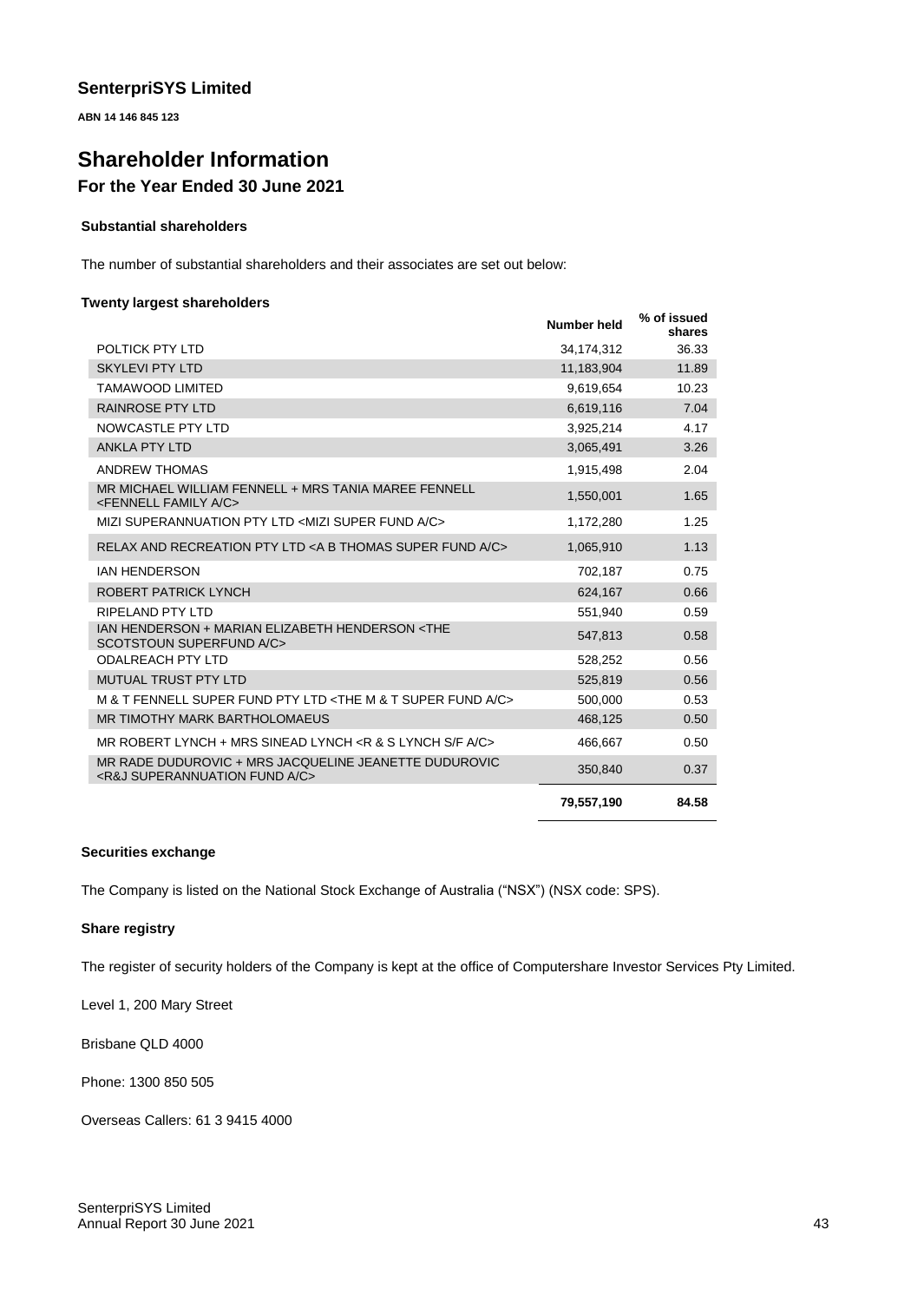# SenterpriSYS Limited

**ABN 14 146 845 123**

# Shareholder Information

## For the Year Ended 30 June 2021

### Substantial shareholders

The number of substantial shareholders and their associates are set out below:

### Twenty largest shareholders

| | Number held | % of issued shares |
|---|---|---|
| POLTICK PTY LTD | 34,174,312 | 36.33 |
| SKYLEVI PTY LTD | 11,183,904 | 11.89 |
| TAMAWOOD LIMITED | 9,619,654 | 10.23 |
| RAINROSE PTY LTD | 6,619,116 | 7.04 |
| NOWCASTLE PTY LTD | 3,925,214 | 4.17 |
| ANKLA PTY LTD | 3,065,491 | 3.26 |
| ANDREW THOMAS | 1,915,498 | 2.04 |
| MR MICHAEL WILLIAM FENNELL + MRS TANIA MAREE FENNELL <FENNELL FAMILY A/C> | 1,550,001 | 1.65 |
| MIZI SUPERANNUATION PTY LTD <MIZI SUPER FUND A/C> | 1,172,280 | 1.25 |
| RELAX AND RECREATION PTY LTD <A B THOMAS SUPER FUND A/C> | 1,065,910 | 1.13 |
| IAN HENDERSON | 702,187 | 0.75 |
| ROBERT PATRICK LYNCH | 624,167 | 0.66 |
| RIPELAND PTY LTD | 551,940 | 0.59 |
| IAN HENDERSON + MARIAN ELIZABETH HENDERSON <THE SCOTSTOUN SUPERFUND A/C> | 547,813 | 0.58 |
| ODALREACH PTY LTD | 528,252 | 0.56 |
| MUTUAL TRUST PTY LTD | 525,819 | 0.56 |
| M & T FENNELL SUPER FUND PTY LTD <THE M & T SUPER FUND A/C> | 500,000 | 0.53 |
| MR TIMOTHY MARK BARTHOLOMAEUS | 468,125 | 0.50 |
| MR ROBERT LYNCH + MRS SINEAD LYNCH <R & S LYNCH S/F A/C> | 466,667 | 0.50 |
| MR RADE DUDUROVIC + MRS JACQUELINE JEANETTE DUDUROVIC <R&J SUPERANNUATION FUND A/C> | 350,840 | 0.37 |
| | **79,557,190** | **84.58** |

### Securities exchange

The Company is listed on the National Stock Exchange of Australia ("NSX") (NSX code: SPS).

### Share registry

The register of security holders of the Company is kept at the office of Computershare Investor Services Pty Limited.

Level 1, 200 Mary Street

Brisbane QLD 4000

Phone: 1300 850 505

Overseas Callers: 61 3 9415 4000